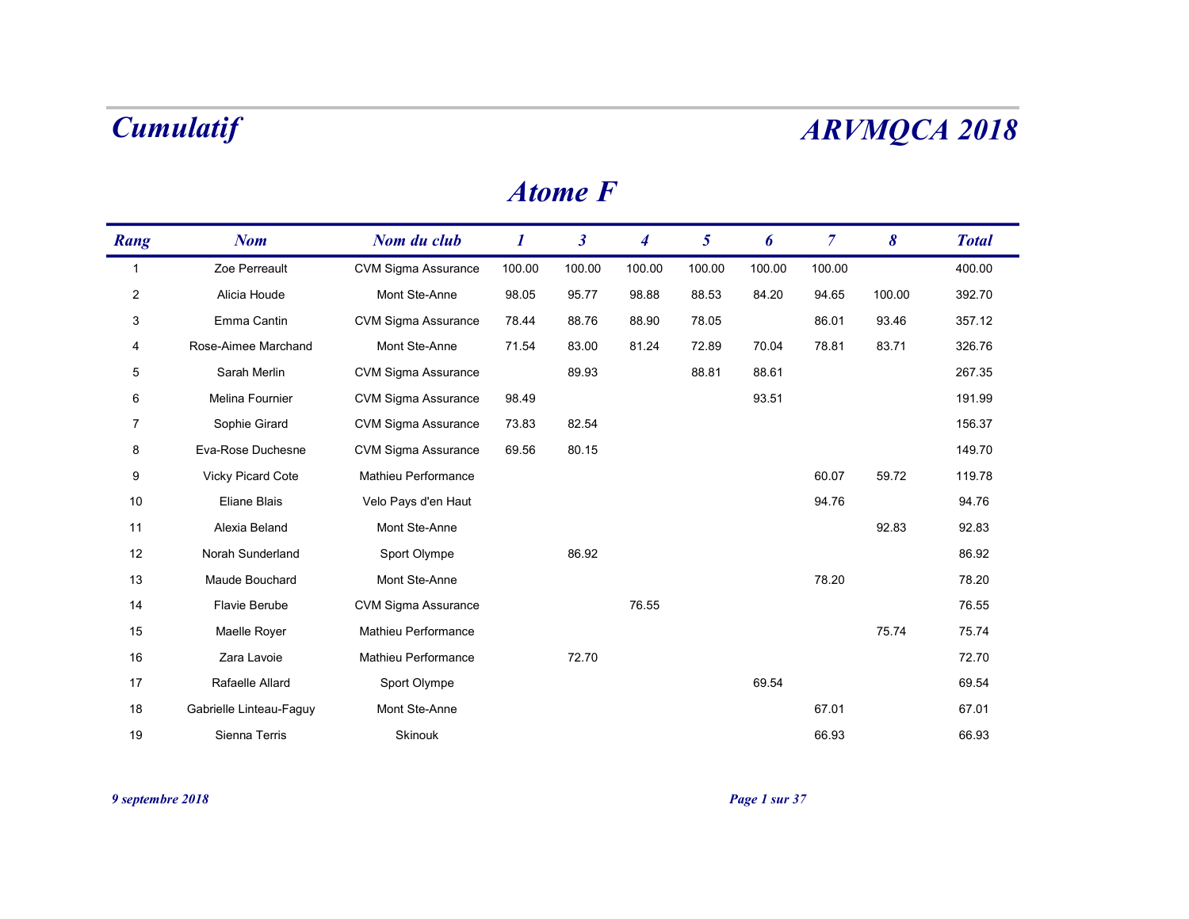# Cumulatif

# ARVMQCA 2018

## Atome F

| Rang | Nom | Nom du club | 1 | 3 | 4 | 5 | 6 | 7 | 8 | Total |
|---|---|---|---|---|---|---|---|---|---|---|
| 1 | Zoe Perreault | CVM Sigma Assurance | 100.00 | 100.00 | 100.00 | 100.00 | 100.00 | 100.00 | | 400.00 |
| 2 | Alicia Houde | Mont Ste-Anne | 98.05 | 95.77 | 98.88 | 88.53 | 84.20 | 94.65 | 100.00 | 392.70 |
| 3 | Emma Cantin | CVM Sigma Assurance | 78.44 | 88.76 | 88.90 | 78.05 | | 86.01 | 93.46 | 357.12 |
| 4 | Rose-Aimee Marchand | Mont Ste-Anne | 71.54 | 83.00 | 81.24 | 72.89 | 70.04 | 78.81 | 83.71 | 326.76 |
| 5 | Sarah Merlin | CVM Sigma Assurance | | 89.93 | | 88.81 | 88.61 | | | 267.35 |
| 6 | Melina Fournier | CVM Sigma Assurance | 98.49 | | | | 93.51 | | | 191.99 |
| 7 | Sophie Girard | CVM Sigma Assurance | 73.83 | 82.54 | | | | | | 156.37 |
| 8 | Eva-Rose Duchesne | CVM Sigma Assurance | 69.56 | 80.15 | | | | | | 149.70 |
| 9 | Vicky Picard Cote | Mathieu Performance | | | | | | 60.07 | 59.72 | 119.78 |
| 10 | Eliane Blais | Velo Pays d'en Haut | | | | | | 94.76 | | 94.76 |
| 11 | Alexia Beland | Mont Ste-Anne | | | | | | | 92.83 | 92.83 |
| 12 | Norah Sunderland | Sport Olympe | | 86.92 | | | | | | 86.92 |
| 13 | Maude Bouchard | Mont Ste-Anne | | | | | | 78.20 | | 78.20 |
| 14 | Flavie Berube | CVM Sigma Assurance | | | 76.55 | | | | | 76.55 |
| 15 | Maelle Royer | Mathieu Performance | | | | | | | 75.74 | 75.74 |
| 16 | Zara Lavoie | Mathieu Performance | | 72.70 | | | | | | 72.70 |
| 17 | Rafaelle Allard | Sport Olympe | | | | | 69.54 | | | 69.54 |
| 18 | Gabrielle Linteau-Faguy | Mont Ste-Anne | | | | | | 67.01 | | 67.01 |
| 19 | Sienna Terris | Skinouk | | | | | | 66.93 | | 66.93 |

*9 septembre 2018*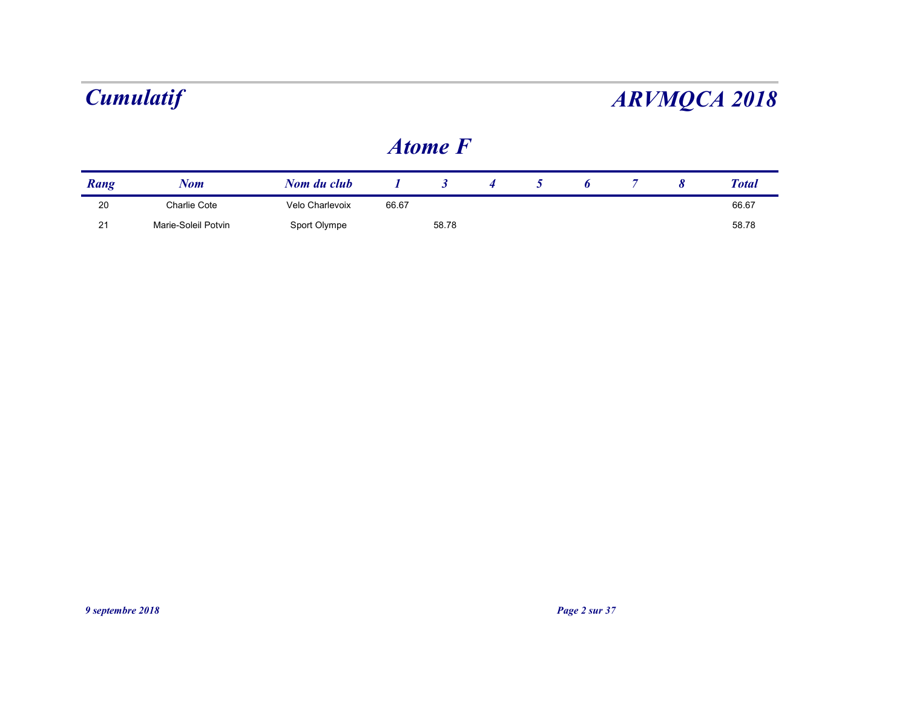# Cumulatif

# ARVMQCA 2018

## Atome F

| Rang | Nom | Nom du club | 1 | 3 | 4 | 5 | 6 | 7 | 8 | Total |
|---|---|---|---|---|---|---|---|---|---|---|
| 20 | Charlie Cote | Velo Charlevoix | 66.67 | | | | | | | 66.67 |
| 21 | Marie-Soleil Potvin | Sport Olympe | | 58.78 | | | | | | 58.78 |

*9 septembre 2018*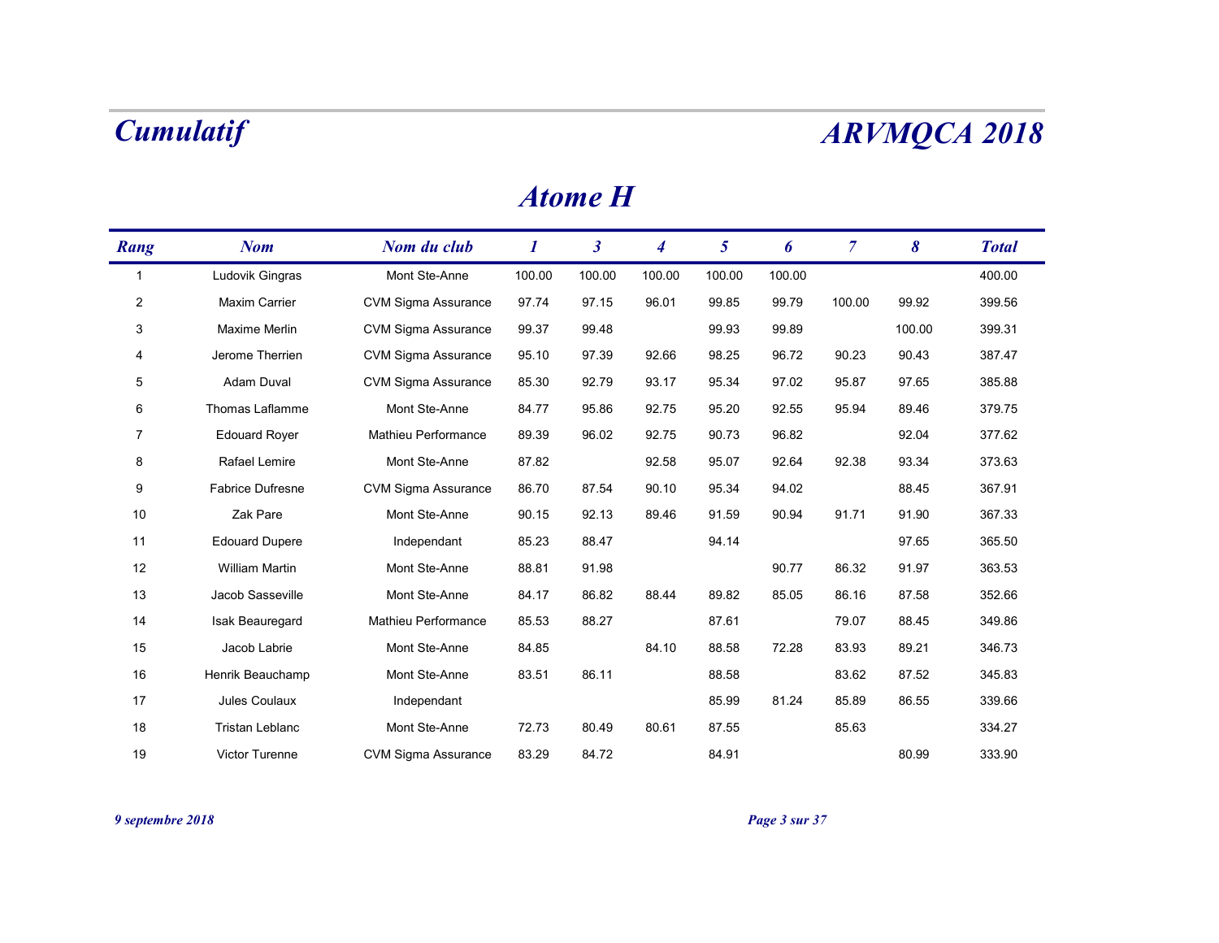# Atome H

| Rang | Nom | Nom du club | 1 | 3 | 4 | 5 | 6 | 7 | 8 | Total |
|---|---|---|---|---|---|---|---|---|---|---|
| 1 | Ludovik Gingras | Mont Ste-Anne | 100.00 | 100.00 | 100.00 | 100.00 | 100.00 | | | 400.00 |
| 2 | Maxim Carrier | CVM Sigma Assurance | 97.74 | 97.15 | 96.01 | 99.85 | 99.79 | 100.00 | 99.92 | 399.56 |
| 3 | Maxime Merlin | CVM Sigma Assurance | 99.37 | 99.48 | | 99.93 | 99.89 | | 100.00 | 399.31 |
| 4 | Jerome Therrien | CVM Sigma Assurance | 95.10 | 97.39 | 92.66 | 98.25 | 96.72 | 90.23 | 90.43 | 387.47 |
| 5 | Adam Duval | CVM Sigma Assurance | 85.30 | 92.79 | 93.17 | 95.34 | 97.02 | 95.87 | 97.65 | 385.88 |
| 6 | Thomas Laflamme | Mont Ste-Anne | 84.77 | 95.86 | 92.75 | 95.20 | 92.55 | 95.94 | 89.46 | 379.75 |
| 7 | Edouard Royer | Mathieu Performance | 89.39 | 96.02 | 92.75 | 90.73 | 96.82 | | 92.04 | 377.62 |
| 8 | Rafael Lemire | Mont Ste-Anne | 87.82 | | 92.58 | 95.07 | 92.64 | 92.38 | 93.34 | 373.63 |
| 9 | Fabrice Dufresne | CVM Sigma Assurance | 86.70 | 87.54 | 90.10 | 95.34 | 94.02 | | 88.45 | 367.91 |
| 10 | Zak Pare | Mont Ste-Anne | 90.15 | 92.13 | 89.46 | 91.59 | 90.94 | 91.71 | 91.90 | 367.33 |
| 11 | Edouard Dupere | Independant | 85.23 | 88.47 | | 94.14 | | | 97.65 | 365.50 |
| 12 | William Martin | Mont Ste-Anne | 88.81 | 91.98 | | | 90.77 | 86.32 | 91.97 | 363.53 |
| 13 | Jacob Sasseville | Mont Ste-Anne | 84.17 | 86.82 | 88.44 | 89.82 | 85.05 | 86.16 | 87.58 | 352.66 |
| 14 | Isak Beauregard | Mathieu Performance | 85.53 | 88.27 | | 87.61 | | 79.07 | 88.45 | 349.86 |
| 15 | Jacob Labrie | Mont Ste-Anne | 84.85 | | 84.10 | 88.58 | 72.28 | 83.93 | 89.21 | 346.73 |
| 16 | Henrik Beauchamp | Mont Ste-Anne | 83.51 | 86.11 | | 88.58 | | 83.62 | 87.52 | 345.83 |
| 17 | Jules Coulaux | Independant | | | | 85.99 | 81.24 | 85.89 | 86.55 | 339.66 |
| 18 | Tristan Leblanc | Mont Ste-Anne | 72.73 | 80.49 | 80.61 | 87.55 | | 85.63 | | 334.27 |
| 19 | Victor Turenne | CVM Sigma Assurance | 83.29 | 84.72 | | 84.91 | | | 80.99 | 333.90 |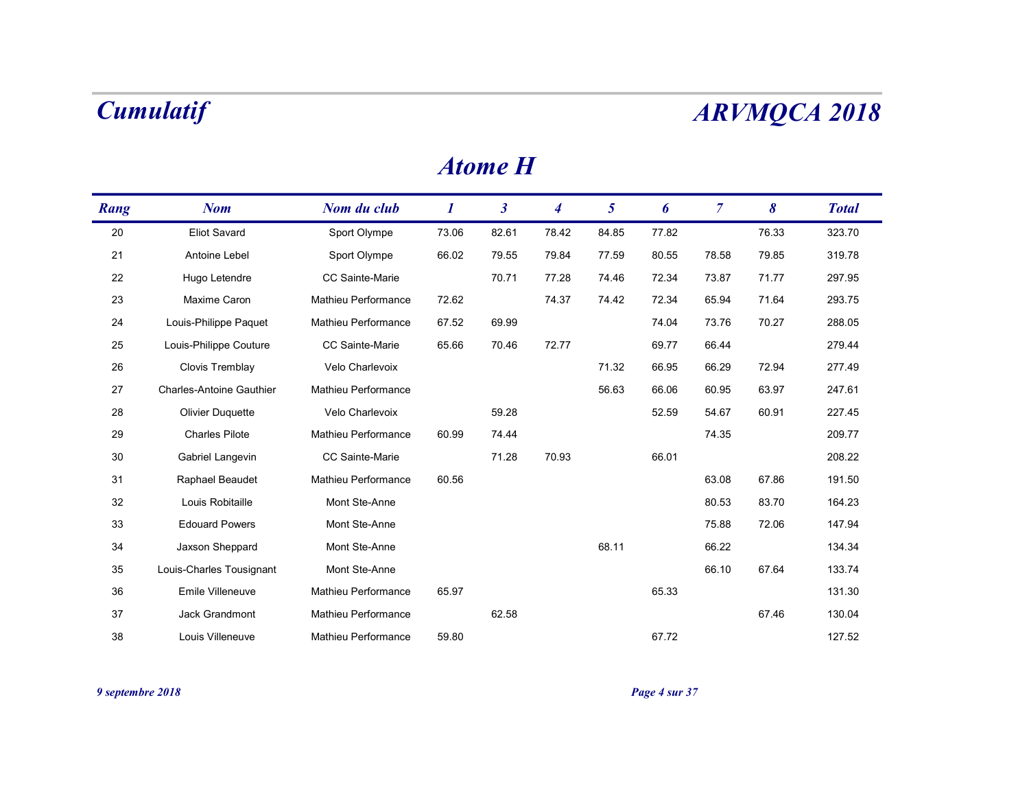# Atome H

| Rang | Nom | Nom du club | 1 | 3 | 4 | 5 | 6 | 7 | 8 | Total |
|---|---|---|---|---|---|---|---|---|---|---|
| 20 | Eliot Savard | Sport Olympe | 73.06 | 82.61 | 78.42 | 84.85 | 77.82 | | 76.33 | 323.70 |
| 21 | Antoine Lebel | Sport Olympe | 66.02 | 79.55 | 79.84 | 77.59 | 80.55 | 78.58 | 79.85 | 319.78 |
| 22 | Hugo Letendre | CC Sainte-Marie | | 70.71 | 77.28 | 74.46 | 72.34 | 73.87 | 71.77 | 297.95 |
| 23 | Maxime Caron | Mathieu Performance | 72.62 | | 74.37 | 74.42 | 72.34 | 65.94 | 71.64 | 293.75 |
| 24 | Louis-Philippe Paquet | Mathieu Performance | 67.52 | 69.99 | | | 74.04 | 73.76 | 70.27 | 288.05 |
| 25 | Louis-Philippe Couture | CC Sainte-Marie | 65.66 | 70.46 | 72.77 | | 69.77 | 66.44 | | 279.44 |
| 26 | Clovis Tremblay | Velo Charlevoix | | | | 71.32 | 66.95 | 66.29 | 72.94 | 277.49 |
| 27 | Charles-Antoine Gauthier | Mathieu Performance | | | | 56.63 | 66.06 | 60.95 | 63.97 | 247.61 |
| 28 | Olivier Duquette | Velo Charlevoix | | 59.28 | | | 52.59 | 54.67 | 60.91 | 227.45 |
| 29 | Charles Pilote | Mathieu Performance | 60.99 | 74.44 | | | | 74.35 | | 209.77 |
| 30 | Gabriel Langevin | CC Sainte-Marie | | 71.28 | 70.93 | | 66.01 | | | 208.22 |
| 31 | Raphael Beaudet | Mathieu Performance | 60.56 | | | | | 63.08 | 67.86 | 191.50 |
| 32 | Louis Robitaille | Mont Ste-Anne | | | | | | 80.53 | 83.70 | 164.23 |
| 33 | Edouard Powers | Mont Ste-Anne | | | | | | 75.88 | 72.06 | 147.94 |
| 34 | Jaxson Sheppard | Mont Ste-Anne | | | | 68.11 | | 66.22 | | 134.34 |
| 35 | Louis-Charles Tousignant | Mont Ste-Anne | | | | | | 66.10 | 67.64 | 133.74 |
| 36 | Emile Villeneuve | Mathieu Performance | 65.97 | | | | 65.33 | | | 131.30 |
| 37 | Jack Grandmont | Mathieu Performance | | 62.58 | | | | | 67.46 | 130.04 |
| 38 | Louis Villeneuve | Mathieu Performance | 59.80 | | | | 67.72 | | | 127.52 |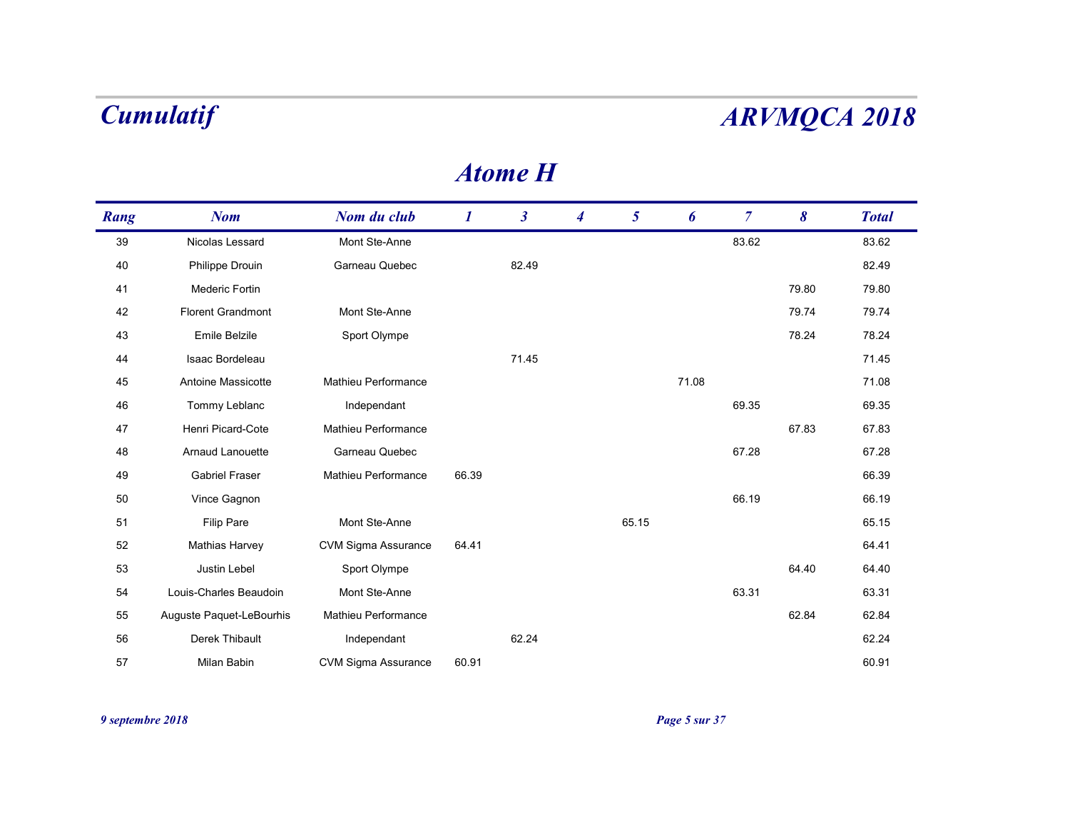# Cumulatif

# ARVMQCA 2018

## Atome H

| Rang | Nom | Nom du club | 1 | 3 | 4 | 5 | 6 | 7 | 8 | Total |
|---|---|---|---|---|---|---|---|---|---|---|
| 39 | Nicolas Lessard | Mont Ste-Anne | | | | | | 83.62 | | 83.62 |
| 40 | Philippe Drouin | Garneau Quebec | | 82.49 | | | | | | 82.49 |
| 41 | Mederic Fortin | | | | | | | | 79.80 | 79.80 |
| 42 | Florent Grandmont | Mont Ste-Anne | | | | | | | 79.74 | 79.74 |
| 43 | Emile Belzile | Sport Olympe | | | | | | | 78.24 | 78.24 |
| 44 | Isaac Bordeleau | | | 71.45 | | | | | | 71.45 |
| 45 | Antoine Massicotte | Mathieu Performance | | | | | 71.08 | | | 71.08 |
| 46 | Tommy Leblanc | Independant | | | | | | 69.35 | | 69.35 |
| 47 | Henri Picard-Cote | Mathieu Performance | | | | | | | 67.83 | 67.83 |
| 48 | Arnaud Lanouette | Garneau Quebec | | | | | | 67.28 | | 67.28 |
| 49 | Gabriel Fraser | Mathieu Performance | 66.39 | | | | | | | 66.39 |
| 50 | Vince Gagnon | | | | | | | 66.19 | | 66.19 |
| 51 | Filip Pare | Mont Ste-Anne | | | | 65.15 | | | | 65.15 |
| 52 | Mathias Harvey | CVM Sigma Assurance | 64.41 | | | | | | | 64.41 |
| 53 | Justin Lebel | Sport Olympe | | | | | | | 64.40 | 64.40 |
| 54 | Louis-Charles Beaudoin | Mont Ste-Anne | | | | | | 63.31 | | 63.31 |
| 55 | Auguste Paquet-LeBourhis | Mathieu Performance | | | | | | | 62.84 | 62.84 |
| 56 | Derek Thibault | Independant | | 62.24 | | | | | | 62.24 |
| 57 | Milan Babin | CVM Sigma Assurance | 60.91 | | | | | | | 60.91 |

*9 septembre 2018*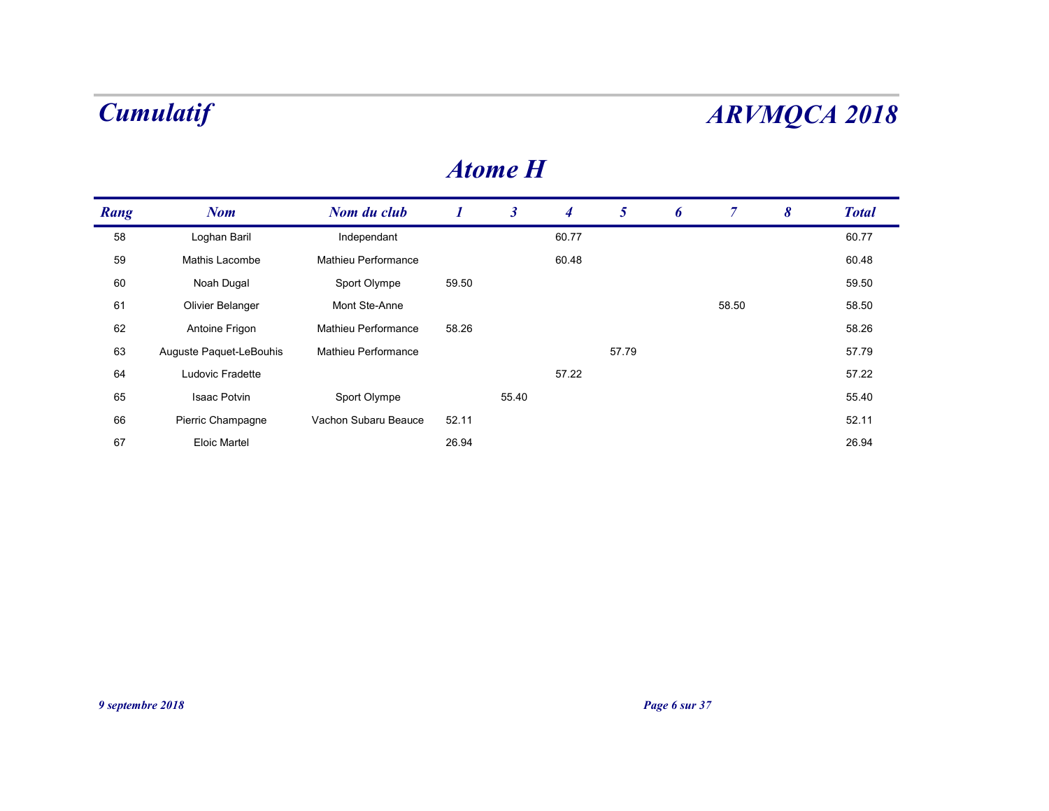# Cumulatif

# ARVMQCA 2018

## Atome H

| Rang | Nom | Nom du club | 1 | 3 | 4 | 5 | 6 | 7 | 8 | Total |
|---|---|---|---|---|---|---|---|---|---|---|
| 58 | Loghan Baril | Independant | | | 60.77 | | | | | 60.77 |
| 59 | Mathis Lacombe | Mathieu Performance | | | 60.48 | | | | | 60.48 |
| 60 | Noah Dugal | Sport Olympe | 59.50 | | | | | | | 59.50 |
| 61 | Olivier Belanger | Mont Ste-Anne | | | | | | 58.50 | | 58.50 |
| 62 | Antoine Frigon | Mathieu Performance | 58.26 | | | | | | | 58.26 |
| 63 | Auguste Paquet-LeBouhis | Mathieu Performance | | | | 57.79 | | | | 57.79 |
| 64 | Ludovic Fradette | | | | 57.22 | | | | | 57.22 |
| 65 | Isaac Potvin | Sport Olympe | | 55.40 | | | | | | 55.40 |
| 66 | Pierric Champagne | Vachon Subaru Beauce | 52.11 | | | | | | | 52.11 |
| 67 | Eloic Martel | | 26.94 | | | | | | | 26.94 |

*9 septembre 2018*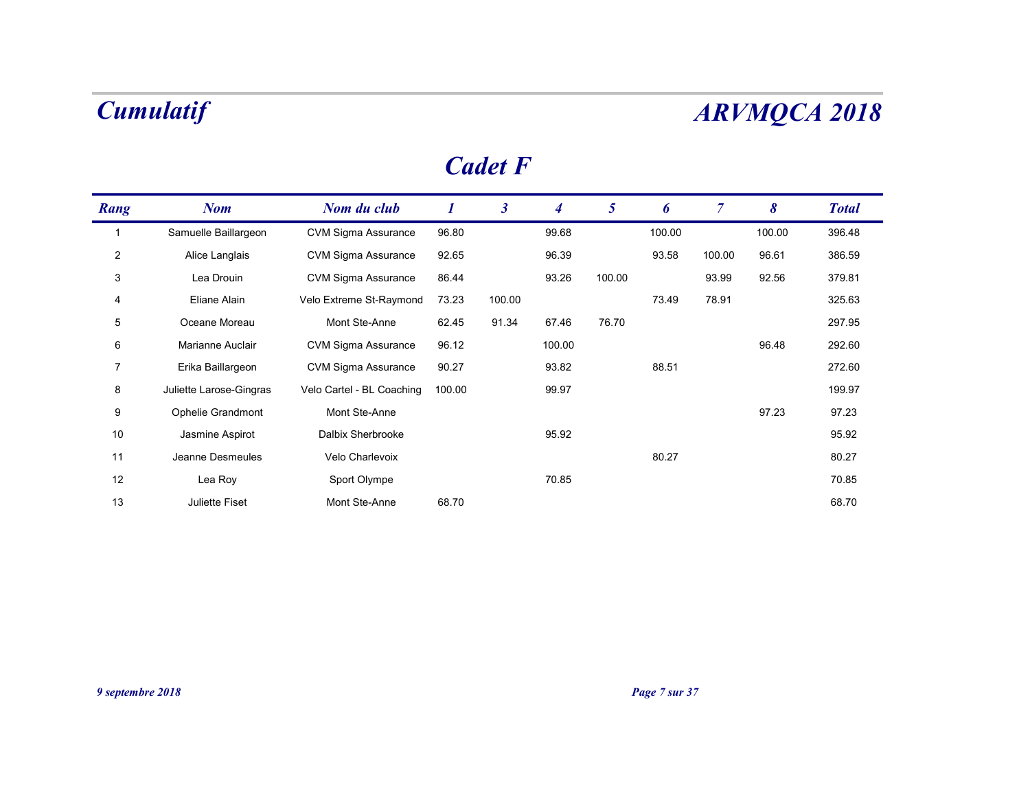# Cumulatif

# ARVMQCA 2018

## Cadet F

| Rang | Nom | Nom du club | 1 | 3 | 4 | 5 | 6 | 7 | 8 | Total |
|---|---|---|---|---|---|---|---|---|---|---|
| 1 | Samuelle Baillargeon | CVM Sigma Assurance | 96.80 | | 99.68 | | 100.00 | | 100.00 | 396.48 |
| 2 | Alice Langlais | CVM Sigma Assurance | 92.65 | | 96.39 | | 93.58 | 100.00 | 96.61 | 386.59 |
| 3 | Lea Drouin | CVM Sigma Assurance | 86.44 | | 93.26 | 100.00 | | 93.99 | 92.56 | 379.81 |
| 4 | Eliane Alain | Velo Extreme St-Raymond | 73.23 | 100.00 | | | 73.49 | 78.91 | | 325.63 |
| 5 | Oceane Moreau | Mont Ste-Anne | 62.45 | 91.34 | 67.46 | 76.70 | | | | 297.95 |
| 6 | Marianne Auclair | CVM Sigma Assurance | 96.12 | | 100.00 | | | | 96.48 | 292.60 |
| 7 | Erika Baillargeon | CVM Sigma Assurance | 90.27 | | 93.82 | | 88.51 | | | 272.60 |
| 8 | Juliette Larose-Gingras | Velo Cartel - BL Coaching | 100.00 | | 99.97 | | | | | 199.97 |
| 9 | Ophelie Grandmont | Mont Ste-Anne | | | | | | | 97.23 | 97.23 |
| 10 | Jasmine Aspirot | Dalbix Sherbrooke | | | 95.92 | | | | | 95.92 |
| 11 | Jeanne Desmeules | Velo Charlevoix | | | | | 80.27 | | | 80.27 |
| 12 | Lea Roy | Sport Olympe | | | 70.85 | | | | | 70.85 |
| 13 | Juliette Fiset | Mont Ste-Anne | 68.70 | | | | | | | 68.70 |

*9 septembre 2018*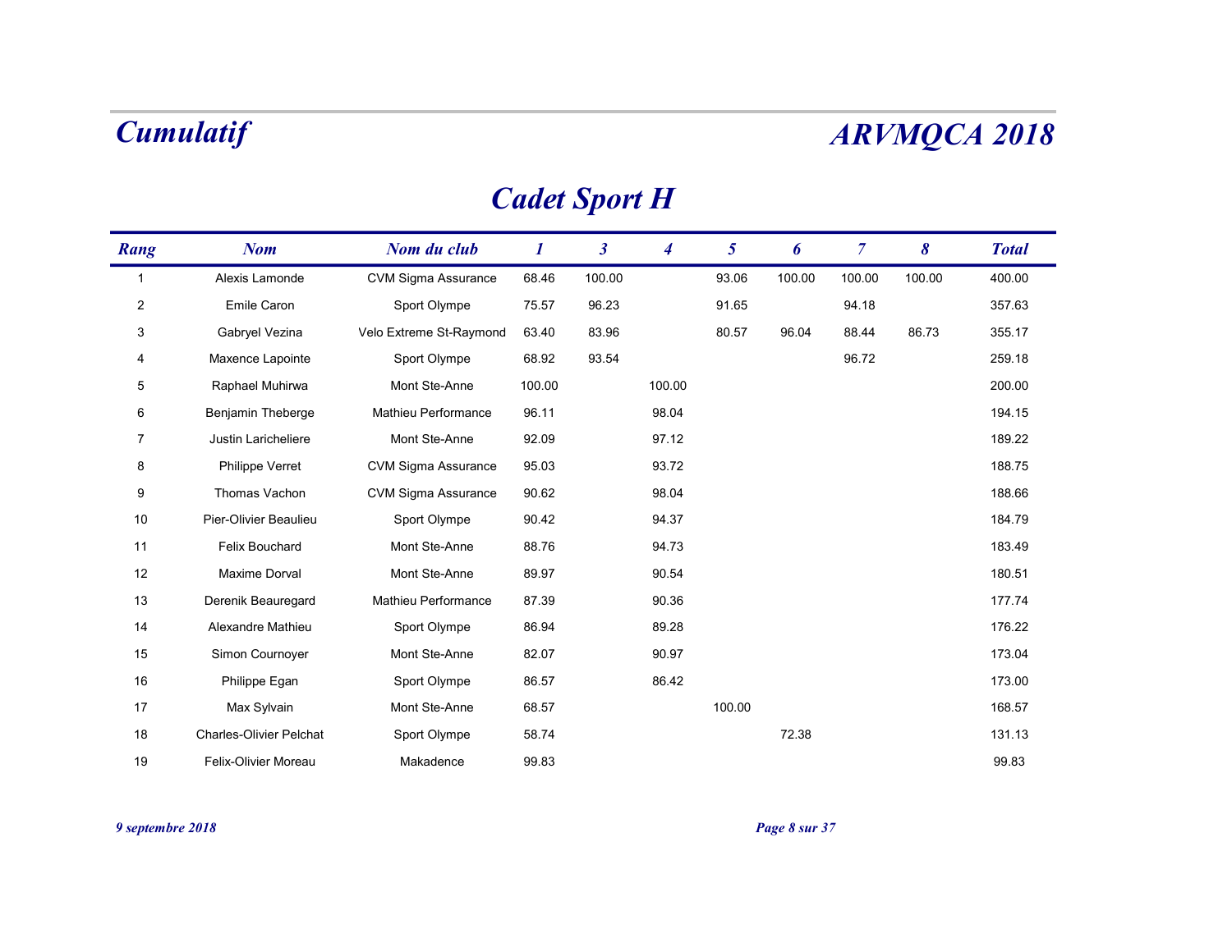# Cumulatif

# ARVMQCA 2018

## Cadet Sport H

| Rang | Nom | Nom du club | 1 | 3 | 4 | 5 | 6 | 7 | 8 | Total |
|---|---|---|---|---|---|---|---|---|---|---|
| 1 | Alexis Lamonde | CVM Sigma Assurance | 68.46 | 100.00 | | 93.06 | 100.00 | 100.00 | 100.00 | 400.00 |
| 2 | Emile Caron | Sport Olympe | 75.57 | 96.23 | | 91.65 | | 94.18 | | 357.63 |
| 3 | Gabryel Vezina | Velo Extreme St-Raymond | 63.40 | 83.96 | | 80.57 | 96.04 | 88.44 | 86.73 | 355.17 |
| 4 | Maxence Lapointe | Sport Olympe | 68.92 | 93.54 | | | | 96.72 | | 259.18 |
| 5 | Raphael Muhirwa | Mont Ste-Anne | 100.00 | | 100.00 | | | | | 200.00 |
| 6 | Benjamin Theberge | Mathieu Performance | 96.11 | | 98.04 | | | | | 194.15 |
| 7 | Justin Laricheliere | Mont Ste-Anne | 92.09 | | 97.12 | | | | | 189.22 |
| 8 | Philippe Verret | CVM Sigma Assurance | 95.03 | | 93.72 | | | | | 188.75 |
| 9 | Thomas Vachon | CVM Sigma Assurance | 90.62 | | 98.04 | | | | | 188.66 |
| 10 | Pier-Olivier Beaulieu | Sport Olympe | 90.42 | | 94.37 | | | | | 184.79 |
| 11 | Felix Bouchard | Mont Ste-Anne | 88.76 | | 94.73 | | | | | 183.49 |
| 12 | Maxime Dorval | Mont Ste-Anne | 89.97 | | 90.54 | | | | | 180.51 |
| 13 | Derenik Beauregard | Mathieu Performance | 87.39 | | 90.36 | | | | | 177.74 |
| 14 | Alexandre Mathieu | Sport Olympe | 86.94 | | 89.28 | | | | | 176.22 |
| 15 | Simon Cournoyer | Mont Ste-Anne | 82.07 | | 90.97 | | | | | 173.04 |
| 16 | Philippe Egan | Sport Olympe | 86.57 | | 86.42 | | | | | 173.00 |
| 17 | Max Sylvain | Mont Ste-Anne | 68.57 | | | 100.00 | | | | 168.57 |
| 18 | Charles-Olivier Pelchat | Sport Olympe | 58.74 | | | | 72.38 | | | 131.13 |
| 19 | Felix-Olivier Moreau | Makadence | 99.83 | | | | | | | 99.83 |

*9 septembre 2018*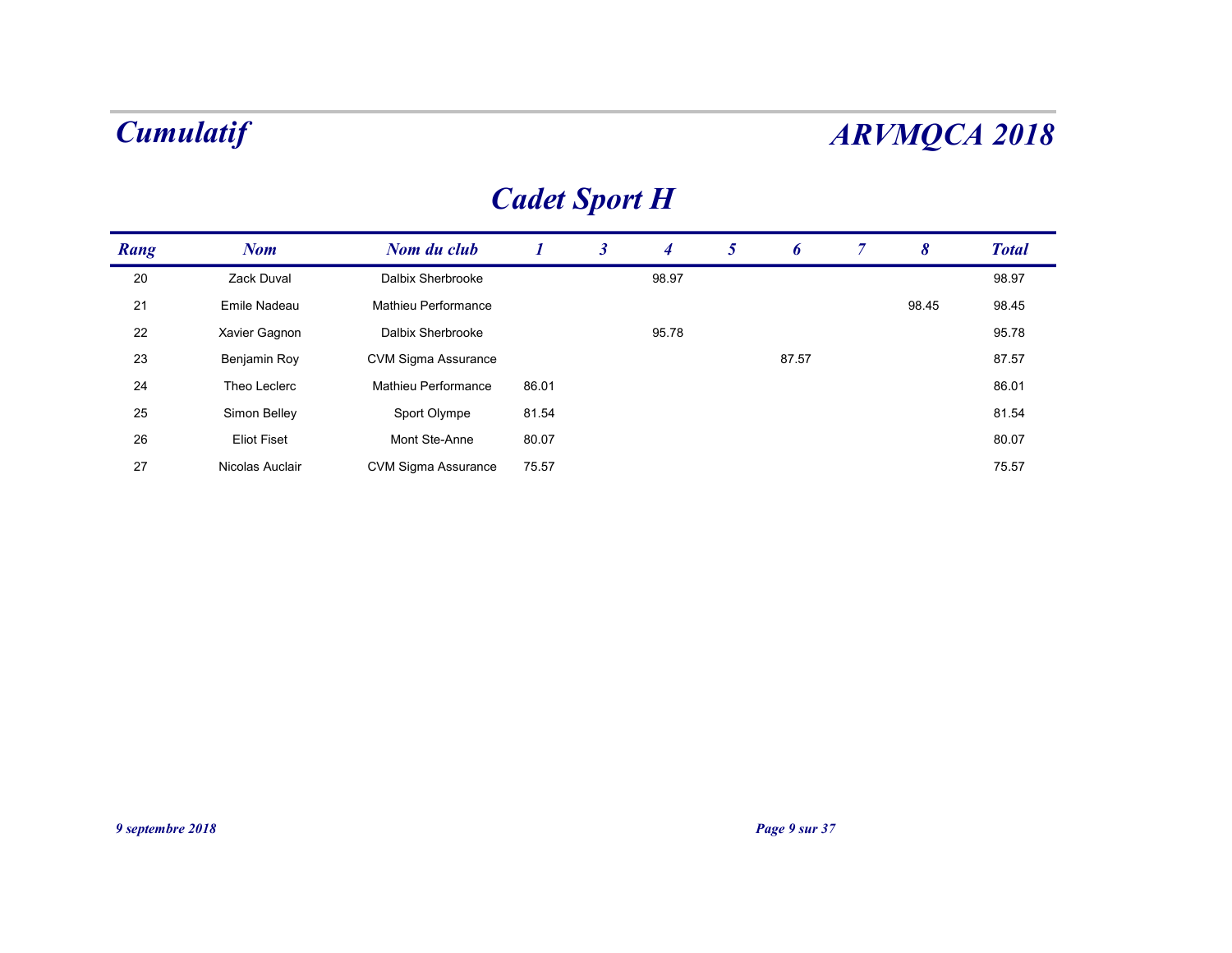# Cumulatif

# ARVMQCA 2018

## Cadet Sport H

| Rang | Nom | Nom du club | 1 | 3 | 4 | 5 | 6 | 7 | 8 | Total |
|---|---|---|---|---|---|---|---|---|---|---|
| 20 | Zack Duval | Dalbix Sherbrooke | | | 98.97 | | | | | 98.97 |
| 21 | Emile Nadeau | Mathieu Performance | | | | | | | 98.45 | 98.45 |
| 22 | Xavier Gagnon | Dalbix Sherbrooke | | | 95.78 | | | | | 95.78 |
| 23 | Benjamin Roy | CVM Sigma Assurance | | | | | 87.57 | | | 87.57 |
| 24 | Theo Leclerc | Mathieu Performance | 86.01 | | | | | | | 86.01 |
| 25 | Simon Belley | Sport Olympe | 81.54 | | | | | | | 81.54 |
| 26 | Eliot Fiset | Mont Ste-Anne | 80.07 | | | | | | | 80.07 |
| 27 | Nicolas Auclair | CVM Sigma Assurance | 75.57 | | | | | | | 75.57 |

*9 septembre 2018*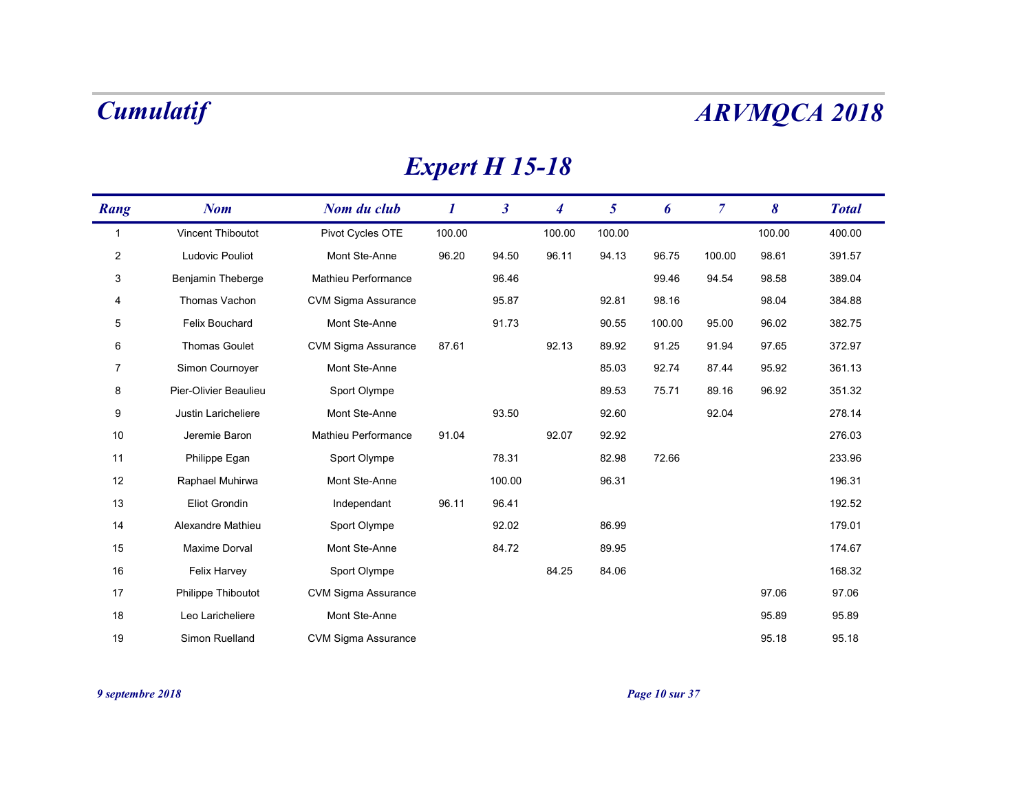# Cumulatif

# ARVMQCA 2018

## Expert H 15-18

| Rang | Nom | Nom du club | 1 | 3 | 4 | 5 | 6 | 7 | 8 | Total |
|---|---|---|---|---|---|---|---|---|---|---|
| 1 | Vincent Thiboutot | Pivot Cycles OTE | 100.00 | | 100.00 | 100.00 | | | 100.00 | 400.00 |
| 2 | Ludovic Pouliot | Mont Ste-Anne | 96.20 | 94.50 | 96.11 | 94.13 | 96.75 | 100.00 | 98.61 | 391.57 |
| 3 | Benjamin Theberge | Mathieu Performance | | 96.46 | | | 99.46 | 94.54 | 98.58 | 389.04 |
| 4 | Thomas Vachon | CVM Sigma Assurance | | 95.87 | | 92.81 | 98.16 | | 98.04 | 384.88 |
| 5 | Felix Bouchard | Mont Ste-Anne | | 91.73 | | 90.55 | 100.00 | 95.00 | 96.02 | 382.75 |
| 6 | Thomas Goulet | CVM Sigma Assurance | 87.61 | | 92.13 | 89.92 | 91.25 | 91.94 | 97.65 | 372.97 |
| 7 | Simon Cournoyer | Mont Ste-Anne | | | | 85.03 | 92.74 | 87.44 | 95.92 | 361.13 |
| 8 | Pier-Olivier Beaulieu | Sport Olympe | | | | 89.53 | 75.71 | 89.16 | 96.92 | 351.32 |
| 9 | Justin Laricheliere | Mont Ste-Anne | | 93.50 | | 92.60 | | 92.04 | | 278.14 |
| 10 | Jeremie Baron | Mathieu Performance | 91.04 | | 92.07 | 92.92 | | | | 276.03 |
| 11 | Philippe Egan | Sport Olympe | | 78.31 | | 82.98 | 72.66 | | | 233.96 |
| 12 | Raphael Muhirwa | Mont Ste-Anne | | 100.00 | | 96.31 | | | | 196.31 |
| 13 | Eliot Grondin | Independant | 96.11 | 96.41 | | | | | | 192.52 |
| 14 | Alexandre Mathieu | Sport Olympe | | 92.02 | | 86.99 | | | | 179.01 |
| 15 | Maxime Dorval | Mont Ste-Anne | | 84.72 | | 89.95 | | | | 174.67 |
| 16 | Felix Harvey | Sport Olympe | | | 84.25 | 84.06 | | | | 168.32 |
| 17 | Philippe Thiboutot | CVM Sigma Assurance | | | | | | | 97.06 | 97.06 |
| 18 | Leo Laricheliere | Mont Ste-Anne | | | | | | | 95.89 | 95.89 |
| 19 | Simon Ruelland | CVM Sigma Assurance | | | | | | | 95.18 | 95.18 |

*9 septembre 2018*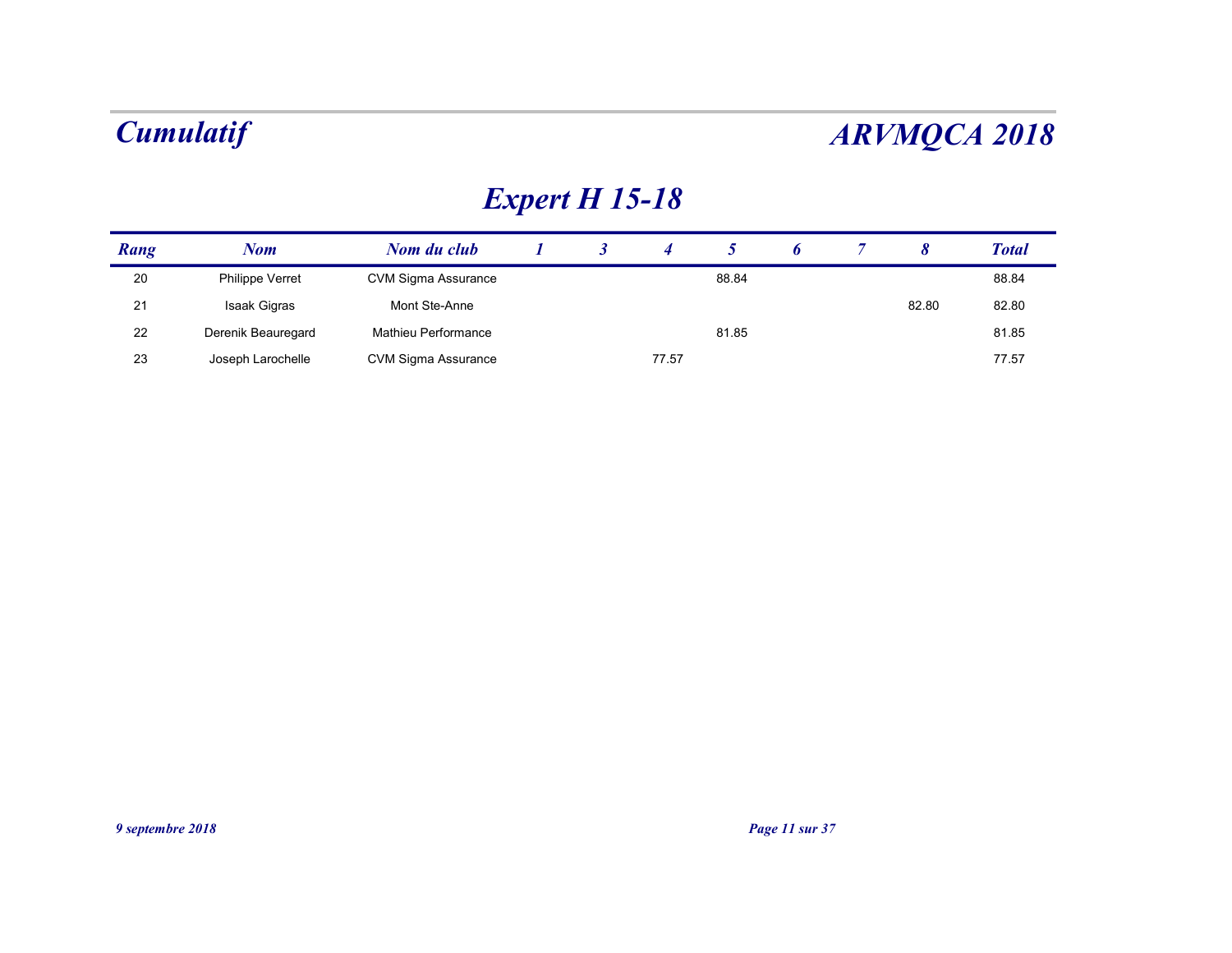# Cumulatif

# ARVMQCA 2018

## Expert H 15-18

| Rang | Nom | Nom du club | 1 | 3 | 4 | 5 | 6 | 7 | 8 | Total |
|---|---|---|---|---|---|---|---|---|---|---|
| 20 | Philippe Verret | CVM Sigma Assurance | | | | 88.84 | | | | 88.84 |
| 21 | Isaak Gigras | Mont Ste-Anne | | | | | | | 82.80 | 82.80 |
| 22 | Derenik Beauregard | Mathieu Performance | | | | 81.85 | | | | 81.85 |
| 23 | Joseph Larochelle | CVM Sigma Assurance | | | 77.57 | | | | | 77.57 |

*9 septembre 2018*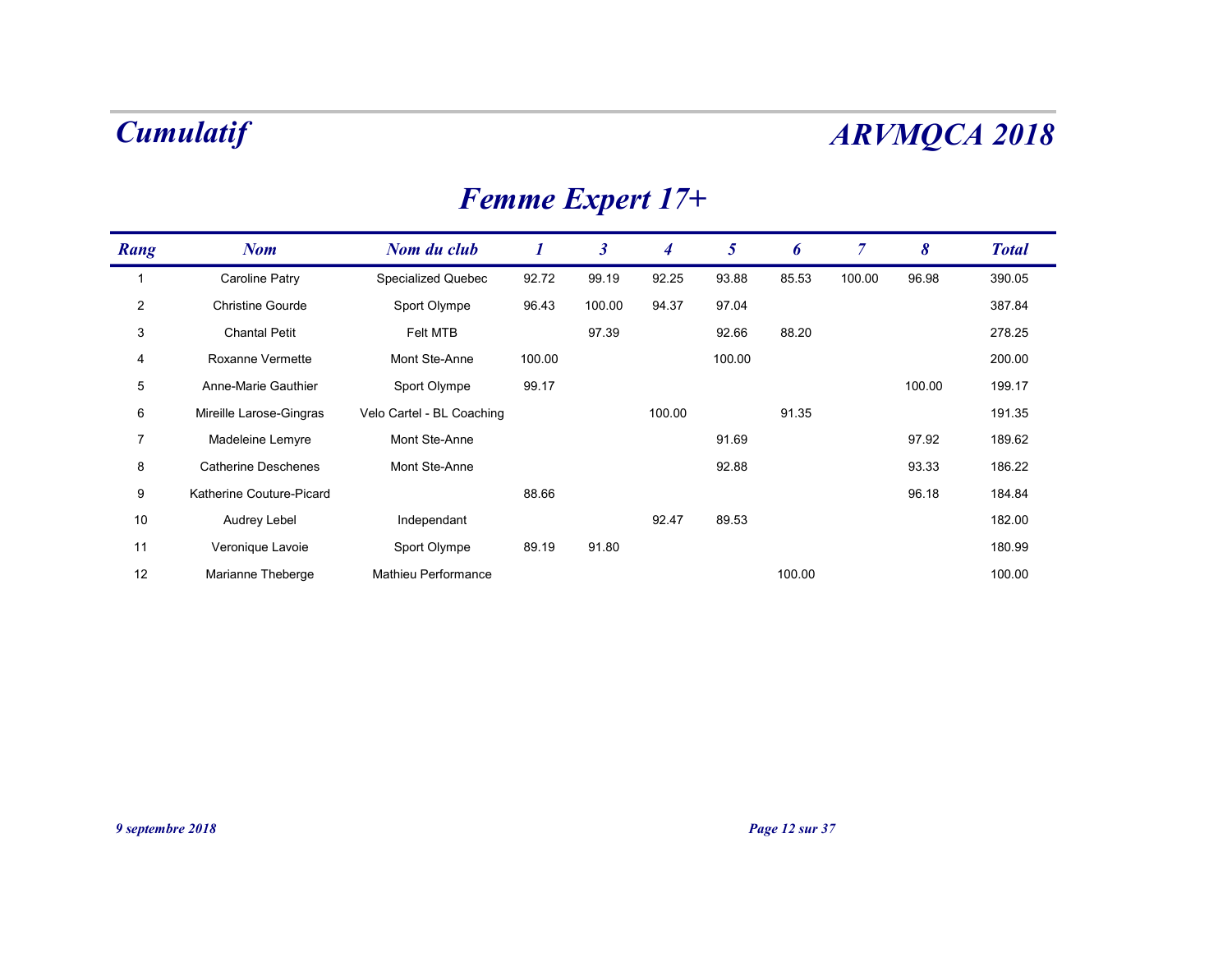# Cumulatif

# ARVMQCA 2018

## Femme Expert 17+

| Rang | Nom | Nom du club | 1 | 3 | 4 | 5 | 6 | 7 | 8 | Total |
|---|---|---|---|---|---|---|---|---|---|---|
| 1 | Caroline Patry | Specialized Quebec | 92.72 | 99.19 | 92.25 | 93.88 | 85.53 | 100.00 | 96.98 | 390.05 |
| 2 | Christine Gourde | Sport Olympe | 96.43 | 100.00 | 94.37 | 97.04 | | | | 387.84 |
| 3 | Chantal Petit | Felt MTB | | 97.39 | | 92.66 | 88.20 | | | 278.25 |
| 4 | Roxanne Vermette | Mont Ste-Anne | 100.00 | | | 100.00 | | | | 200.00 |
| 5 | Anne-Marie Gauthier | Sport Olympe | 99.17 | | | | | | 100.00 | 199.17 |
| 6 | Mireille Larose-Gingras | Velo Cartel - BL Coaching | | | 100.00 | | 91.35 | | | 191.35 |
| 7 | Madeleine Lemyre | Mont Ste-Anne | | | | 91.69 | | | 97.92 | 189.62 |
| 8 | Catherine Deschenes | Mont Ste-Anne | | | | 92.88 | | | 93.33 | 186.22 |
| 9 | Katherine Couture-Picard | | 88.66 | | | | | | 96.18 | 184.84 |
| 10 | Audrey Lebel | Independant | | | 92.47 | 89.53 | | | | 182.00 |
| 11 | Veronique Lavoie | Sport Olympe | 89.19 | 91.80 | | | | | | 180.99 |
| 12 | Marianne Theberge | Mathieu Performance | | | | | 100.00 | | | 100.00 |

*9 septembre 2018*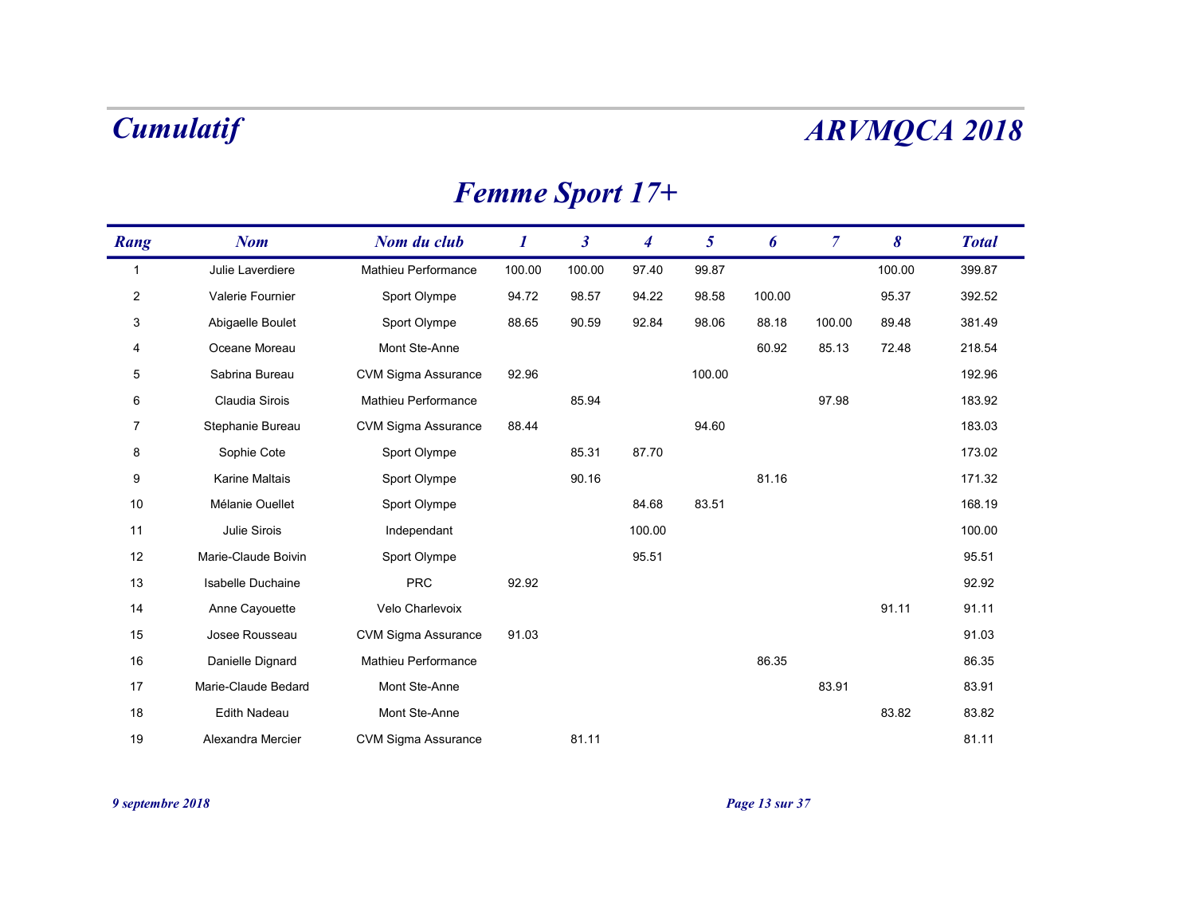# Cumulatif

# ARVMQCA 2018

## Femme Sport 17+

| Rang | Nom | Nom du club | 1 | 3 | 4 | 5 | 6 | 7 | 8 | Total |
|---|---|---|---|---|---|---|---|---|---|---|
| 1 | Julie Laverdiere | Mathieu Performance | 100.00 | 100.00 | 97.40 | 99.87 | | | 100.00 | 399.87 |
| 2 | Valerie Fournier | Sport Olympe | 94.72 | 98.57 | 94.22 | 98.58 | 100.00 | | 95.37 | 392.52 |
| 3 | Abigaelle Boulet | Sport Olympe | 88.65 | 90.59 | 92.84 | 98.06 | 88.18 | 100.00 | 89.48 | 381.49 |
| 4 | Oceane Moreau | Mont Ste-Anne | | | | | 60.92 | 85.13 | 72.48 | 218.54 |
| 5 | Sabrina Bureau | CVM Sigma Assurance | 92.96 | | | 100.00 | | | | 192.96 |
| 6 | Claudia Sirois | Mathieu Performance | | 85.94 | | | | 97.98 | | 183.92 |
| 7 | Stephanie Bureau | CVM Sigma Assurance | 88.44 | | | 94.60 | | | | 183.03 |
| 8 | Sophie Cote | Sport Olympe | | 85.31 | 87.70 | | | | | 173.02 |
| 9 | Karine Maltais | Sport Olympe | | 90.16 | | | 81.16 | | | 171.32 |
| 10 | Mélanie Ouellet | Sport Olympe | | | 84.68 | 83.51 | | | | 168.19 |
| 11 | Julie Sirois | Independant | | | 100.00 | | | | | 100.00 |
| 12 | Marie-Claude Boivin | Sport Olympe | | | 95.51 | | | | | 95.51 |
| 13 | Isabelle Duchaine | PRC | 92.92 | | | | | | | 92.92 |
| 14 | Anne Cayouette | Velo Charlevoix | | | | | | | 91.11 | 91.11 |
| 15 | Josee Rousseau | CVM Sigma Assurance | 91.03 | | | | | | | 91.03 |
| 16 | Danielle Dignard | Mathieu Performance | | | | | 86.35 | | | 86.35 |
| 17 | Marie-Claude Bedard | Mont Ste-Anne | | | | | | 83.91 | | 83.91 |
| 18 | Edith Nadeau | Mont Ste-Anne | | | | | | | 83.82 | 83.82 |
| 19 | Alexandra Mercier | CVM Sigma Assurance | | 81.11 | | | | | | 81.11 |

*9 septembre 2018*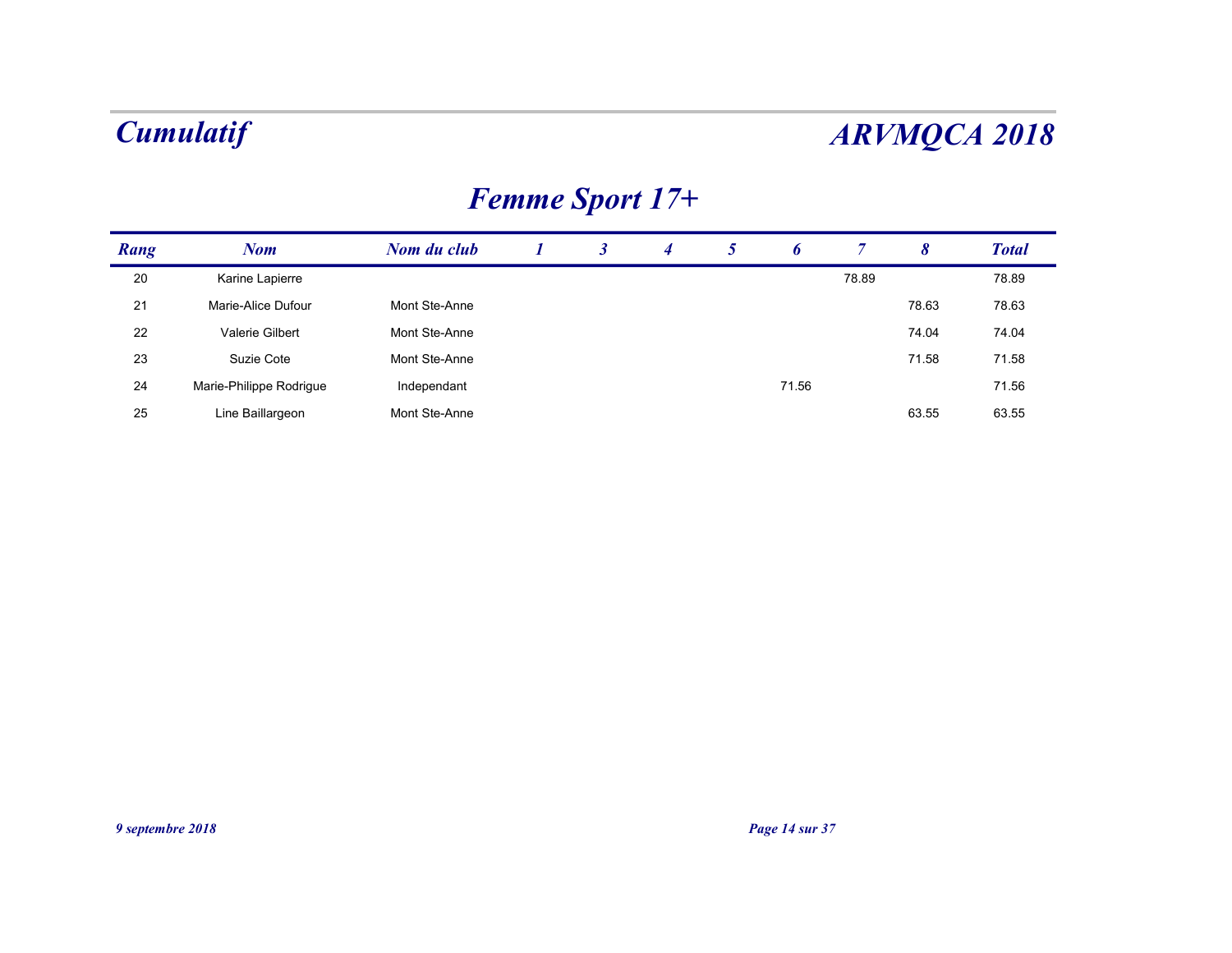# Cumulatif

# ARVMQCA 2018

## Femme Sport 17+

| Rang | Nom | Nom du club | 1 | 3 | 4 | 5 | 6 | 7 | 8 | Total |
|---|---|---|---|---|---|---|---|---|---|---|
| 20 | Karine Lapierre | | | | | | | 78.89 | | 78.89 |
| 21 | Marie-Alice Dufour | Mont Ste-Anne | | | | | | | 78.63 | 78.63 |
| 22 | Valerie Gilbert | Mont Ste-Anne | | | | | | | 74.04 | 74.04 |
| 23 | Suzie Cote | Mont Ste-Anne | | | | | | | 71.58 | 71.58 |
| 24 | Marie-Philippe Rodrigue | Independant | | | | | 71.56 | | | 71.56 |
| 25 | Line Baillargeon | Mont Ste-Anne | | | | | | | 63.55 | 63.55 |

*9 septembre 2018*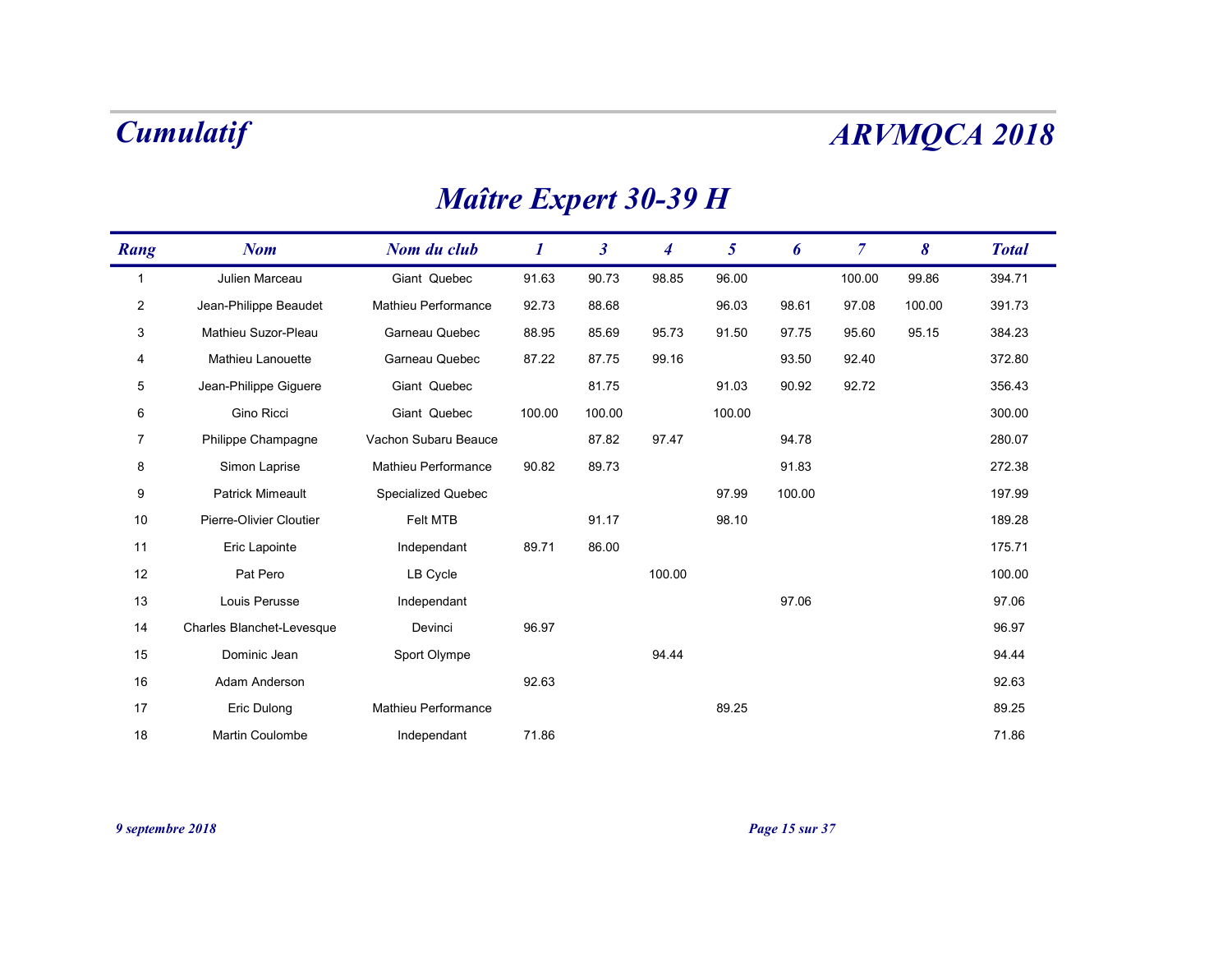# Cumulatif

# ARVMQCA 2018

## Maître Expert 30-39 H

| Rang | Nom | Nom du club | 1 | 3 | 4 | 5 | 6 | 7 | 8 | Total |
|---|---|---|---|---|---|---|---|---|---|---|
| 1 | Julien Marceau | Giant Quebec | 91.63 | 90.73 | 98.85 | 96.00 | | 100.00 | 99.86 | 394.71 |
| 2 | Jean-Philippe Beaudet | Mathieu Performance | 92.73 | 88.68 | | 96.03 | 98.61 | 97.08 | 100.00 | 391.73 |
| 3 | Mathieu Suzor-Pleau | Garneau Quebec | 88.95 | 85.69 | 95.73 | 91.50 | 97.75 | 95.60 | 95.15 | 384.23 |
| 4 | Mathieu Lanouette | Garneau Quebec | 87.22 | 87.75 | 99.16 | | 93.50 | 92.40 | | 372.80 |
| 5 | Jean-Philippe Giguere | Giant Quebec | | 81.75 | | 91.03 | 90.92 | 92.72 | | 356.43 |
| 6 | Gino Ricci | Giant Quebec | 100.00 | 100.00 | | 100.00 | | | | 300.00 |
| 7 | Philippe Champagne | Vachon Subaru Beauce | | 87.82 | 97.47 | | 94.78 | | | 280.07 |
| 8 | Simon Laprise | Mathieu Performance | 90.82 | 89.73 | | | 91.83 | | | 272.38 |
| 9 | Patrick Mimeault | Specialized Quebec | | | | 97.99 | 100.00 | | | 197.99 |
| 10 | Pierre-Olivier Cloutier | Felt MTB | | 91.17 | | 98.10 | | | | 189.28 |
| 11 | Eric Lapointe | Independant | 89.71 | 86.00 | | | | | | 175.71 |
| 12 | Pat Pero | LB Cycle | | | 100.00 | | | | | 100.00 |
| 13 | Louis Perusse | Independant | | | | | 97.06 | | | 97.06 |
| 14 | Charles Blanchet-Levesque | Devinci | 96.97 | | | | | | | 96.97 |
| 15 | Dominic Jean | Sport Olympe | | | 94.44 | | | | | 94.44 |
| 16 | Adam Anderson | | 92.63 | | | | | | | 92.63 |
| 17 | Eric Dulong | Mathieu Performance | | | | 89.25 | | | | 89.25 |
| 18 | Martin Coulombe | Independant | 71.86 | | | | | | | 71.86 |

*9 septembre 2018*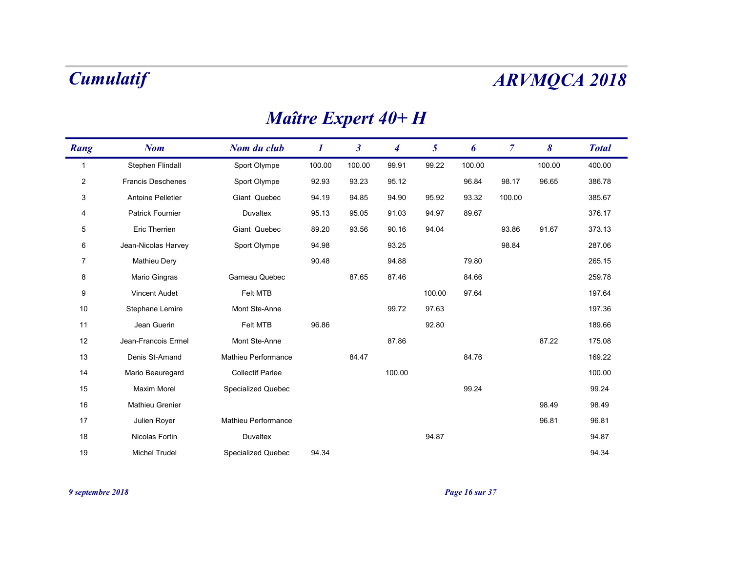# Cumulatif

# ARVMQCA 2018

## Maître Expert 40+ H

| Rang | Nom | Nom du club | 1 | 3 | 4 | 5 | 6 | 7 | 8 | Total |
|---|---|---|---|---|---|---|---|---|---|---|
| 1 | Stephen Flindall | Sport Olympe | 100.00 | 100.00 | 99.91 | 99.22 | 100.00 | | 100.00 | 400.00 |
| 2 | Francis Deschenes | Sport Olympe | 92.93 | 93.23 | 95.12 | | 96.84 | 98.17 | 96.65 | 386.78 |
| 3 | Antoine Pelletier | Giant Quebec | 94.19 | 94.85 | 94.90 | 95.92 | 93.32 | 100.00 | | 385.67 |
| 4 | Patrick Fournier | Duvaltex | 95.13 | 95.05 | 91.03 | 94.97 | 89.67 | | | 376.17 |
| 5 | Eric Therrien | Giant Quebec | 89.20 | 93.56 | 90.16 | 94.04 | | 93.86 | 91.67 | 373.13 |
| 6 | Jean-Nicolas Harvey | Sport Olympe | 94.98 | | 93.25 | | | 98.84 | | 287.06 |
| 7 | Mathieu Dery | | 90.48 | | 94.88 | | 79.80 | | | 265.15 |
| 8 | Mario Gingras | Garneau Quebec | | 87.65 | 87.46 | | 84.66 | | | 259.78 |
| 9 | Vincent Audet | Felt MTB | | | | 100.00 | 97.64 | | | 197.64 |
| 10 | Stephane Lemire | Mont Ste-Anne | | | 99.72 | 97.63 | | | | 197.36 |
| 11 | Jean Guerin | Felt MTB | 96.86 | | | 92.80 | | | | 189.66 |
| 12 | Jean-Francois Ermel | Mont Ste-Anne | | | 87.86 | | | | 87.22 | 175.08 |
| 13 | Denis St-Amand | Mathieu Performance | | 84.47 | | | 84.76 | | | 169.22 |
| 14 | Mario Beauregard | Collectif Parlee | | | 100.00 | | | | | 100.00 |
| 15 | Maxim Morel | Specialized Quebec | | | | | 99.24 | | | 99.24 |
| 16 | Mathieu Grenier | | | | | | | | 98.49 | 98.49 |
| 17 | Julien Royer | Mathieu Performance | | | | | | | 96.81 | 96.81 |
| 18 | Nicolas Fortin | Duvaltex | | | | 94.87 | | | | 94.87 |
| 19 | Michel Trudel | Specialized Quebec | 94.34 | | | | | | | 94.34 |

*9 septembre 2018*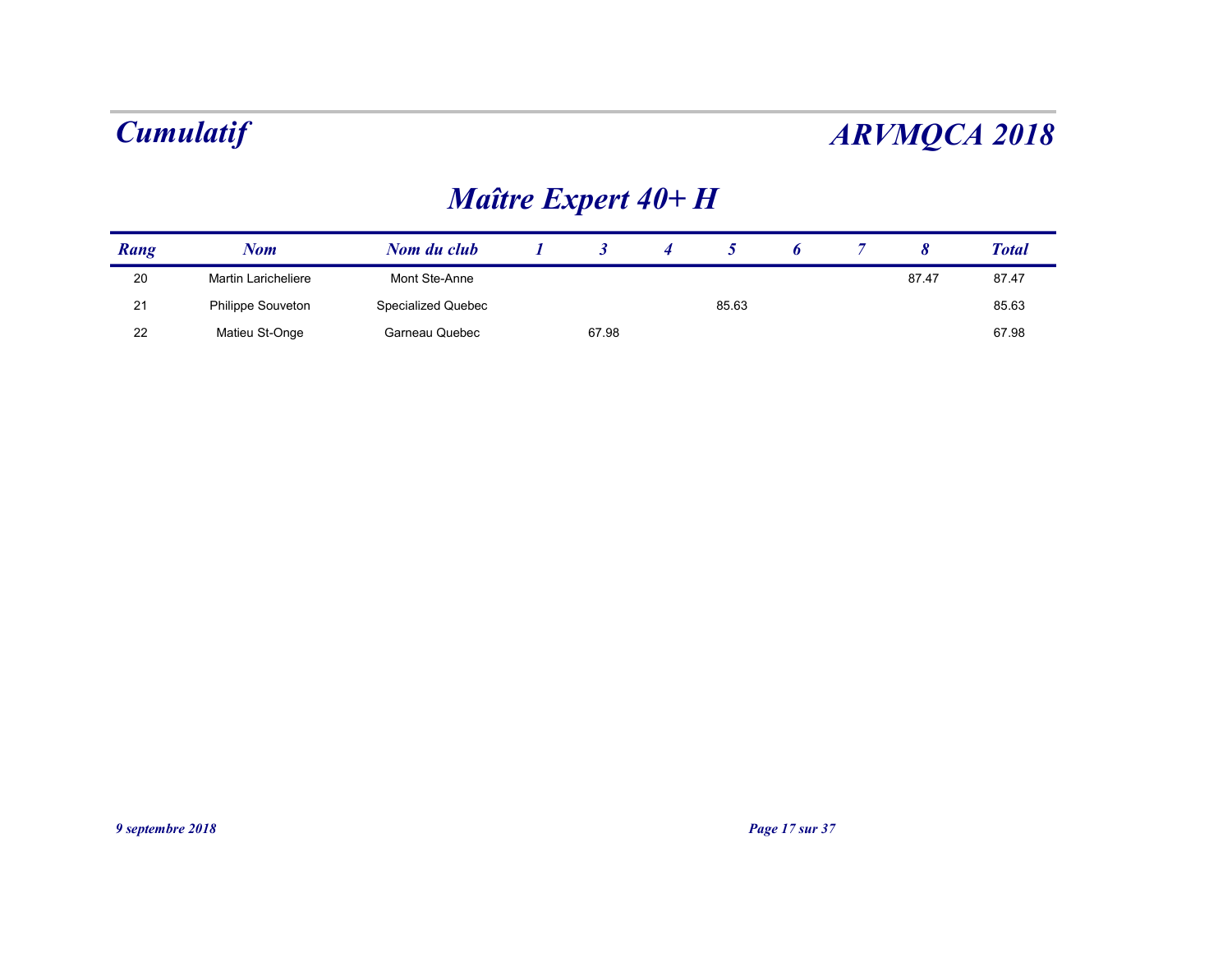# Cumulatif

# ARVMQCA 2018

## Maître Expert 40+ H

| Rang | Nom | Nom du club | 1 | 3 | 4 | 5 | 6 | 7 | 8 | Total |
|---|---|---|---|---|---|---|---|---|---|---|
| 20 | Martin Laricheliere | Mont Ste-Anne | | | | | | | 87.47 | 87.47 |
| 21 | Philippe Souveton | Specialized Quebec | | | | 85.63 | | | | 85.63 |
| 22 | Matieu St-Onge | Garneau Quebec | | 67.98 | | | | | | 67.98 |

*9 septembre 2018*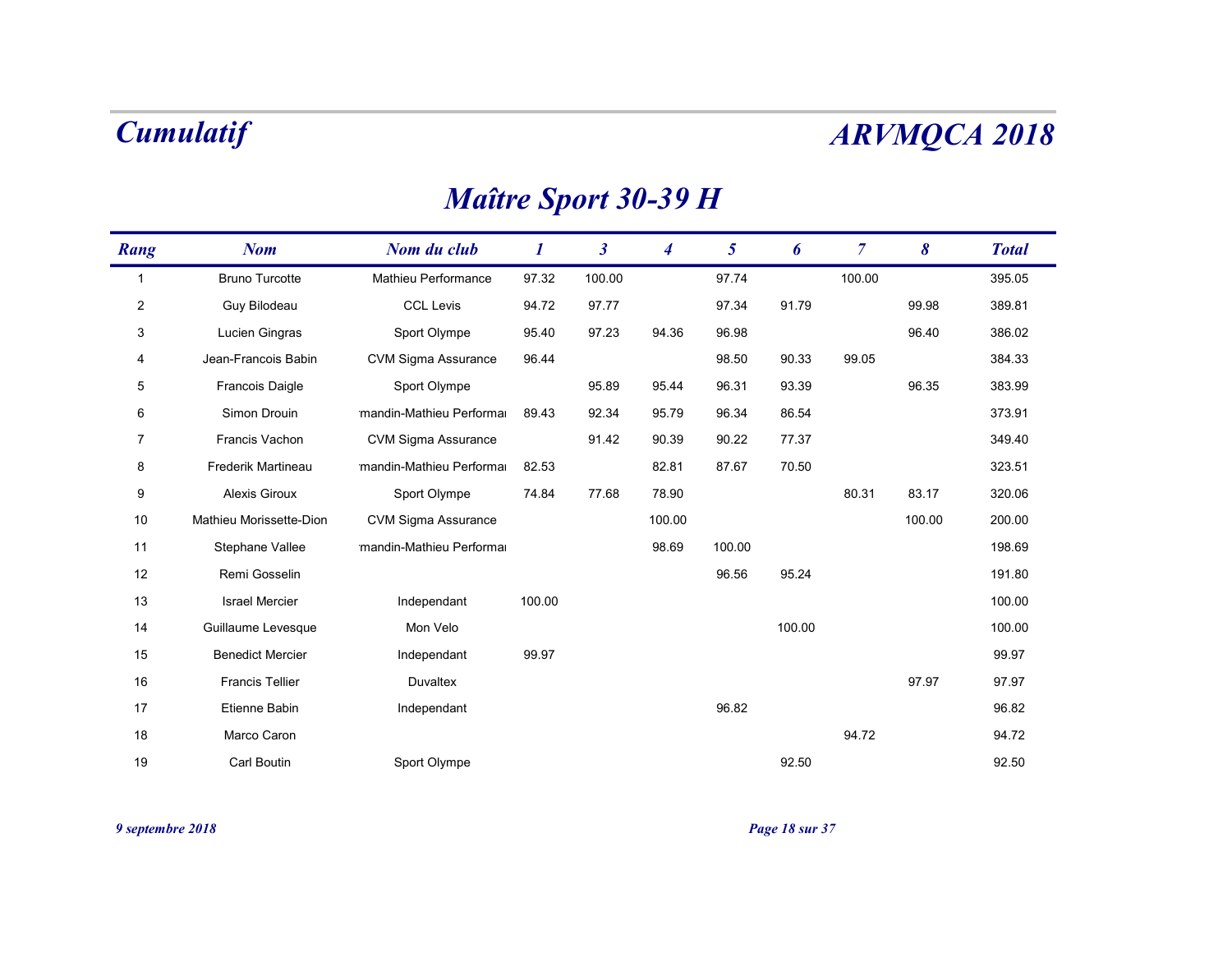# Cumulatif

# ARVMQCA 2018

## Maître Sport 30-39 H

| Rang | Nom | Nom du club | 1 | 3 | 4 | 5 | 6 | 7 | 8 | Total |
|---|---|---|---|---|---|---|---|---|---|---|
| 1 | Bruno Turcotte | Mathieu Performance | 97.32 | 100.00 | | 97.74 | | 100.00 | | 395.05 |
| 2 | Guy Bilodeau | CCL Levis | 94.72 | 97.77 | | 97.34 | 91.79 | | 99.98 | 389.81 |
| 3 | Lucien Gingras | Sport Olympe | 95.40 | 97.23 | 94.36 | 96.98 | | | 96.40 | 386.02 |
| 4 | Jean-Francois Babin | CVM Sigma Assurance | 96.44 | | | 98.50 | 90.33 | 99.05 | | 384.33 |
| 5 | Francois Daigle | Sport Olympe | | 95.89 | 95.44 | 96.31 | 93.39 | | 96.35 | 383.99 |
| 6 | Simon Drouin | mandin-Mathieu Performa | 89.43 | 92.34 | 95.79 | 96.34 | 86.54 | | | 373.91 |
| 7 | Francis Vachon | CVM Sigma Assurance | | 91.42 | 90.39 | 90.22 | 77.37 | | | 349.40 |
| 8 | Frederik Martineau | mandin-Mathieu Performa | 82.53 | | 82.81 | 87.67 | 70.50 | | | 323.51 |
| 9 | Alexis Giroux | Sport Olympe | 74.84 | 77.68 | 78.90 | | | 80.31 | 83.17 | 320.06 |
| 10 | Mathieu Morissette-Dion | CVM Sigma Assurance | | | 100.00 | | | | 100.00 | 200.00 |
| 11 | Stephane Vallee | mandin-Mathieu Performa | | | 98.69 | 100.00 | | | | 198.69 |
| 12 | Remi Gosselin | | | | | 96.56 | 95.24 | | | 191.80 |
| 13 | Israel Mercier | Independant | 100.00 | | | | | | | 100.00 |
| 14 | Guillaume Levesque | Mon Velo | | | | | 100.00 | | | 100.00 |
| 15 | Benedict Mercier | Independant | 99.97 | | | | | | | 99.97 |
| 16 | Francis Tellier | Duvaltex | | | | | | | 97.97 | 97.97 |
| 17 | Etienne Babin | Independant | | | | 96.82 | | | | 96.82 |
| 18 | Marco Caron | | | | | | | 94.72 | | 94.72 |
| 19 | Carl Boutin | Sport Olympe | | | | | 92.50 | | | 92.50 |

*9 septembre 2018*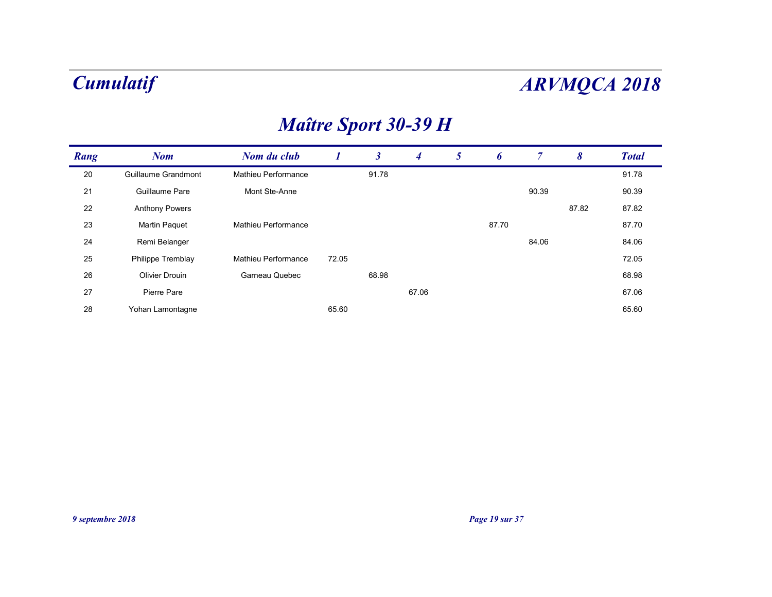# Maître Sport 30-39 H

| Rang | Nom | Nom du club | 1 | 3 | 4 | 5 | 6 | 7 | 8 | Total |
|---|---|---|---|---|---|---|---|---|---|---|
| 20 | Guillaume Grandmont | Mathieu Performance | | 91.78 | | | | | | 91.78 |
| 21 | Guillaume Pare | Mont Ste-Anne | | | | | | 90.39 | | 90.39 |
| 22 | Anthony Powers | | | | | | | | 87.82 | 87.82 |
| 23 | Martin Paquet | Mathieu Performance | | | | | 87.70 | | | 87.70 |
| 24 | Remi Belanger | | | | | | | 84.06 | | 84.06 |
| 25 | Philippe Tremblay | Mathieu Performance | 72.05 | | | | | | | 72.05 |
| 26 | Olivier Drouin | Garneau Quebec | | 68.98 | | | | | | 68.98 |
| 27 | Pierre Pare | | | | 67.06 | | | | | 67.06 |
| 28 | Yohan Lamontagne | | 65.60 | | | | | | | 65.60 |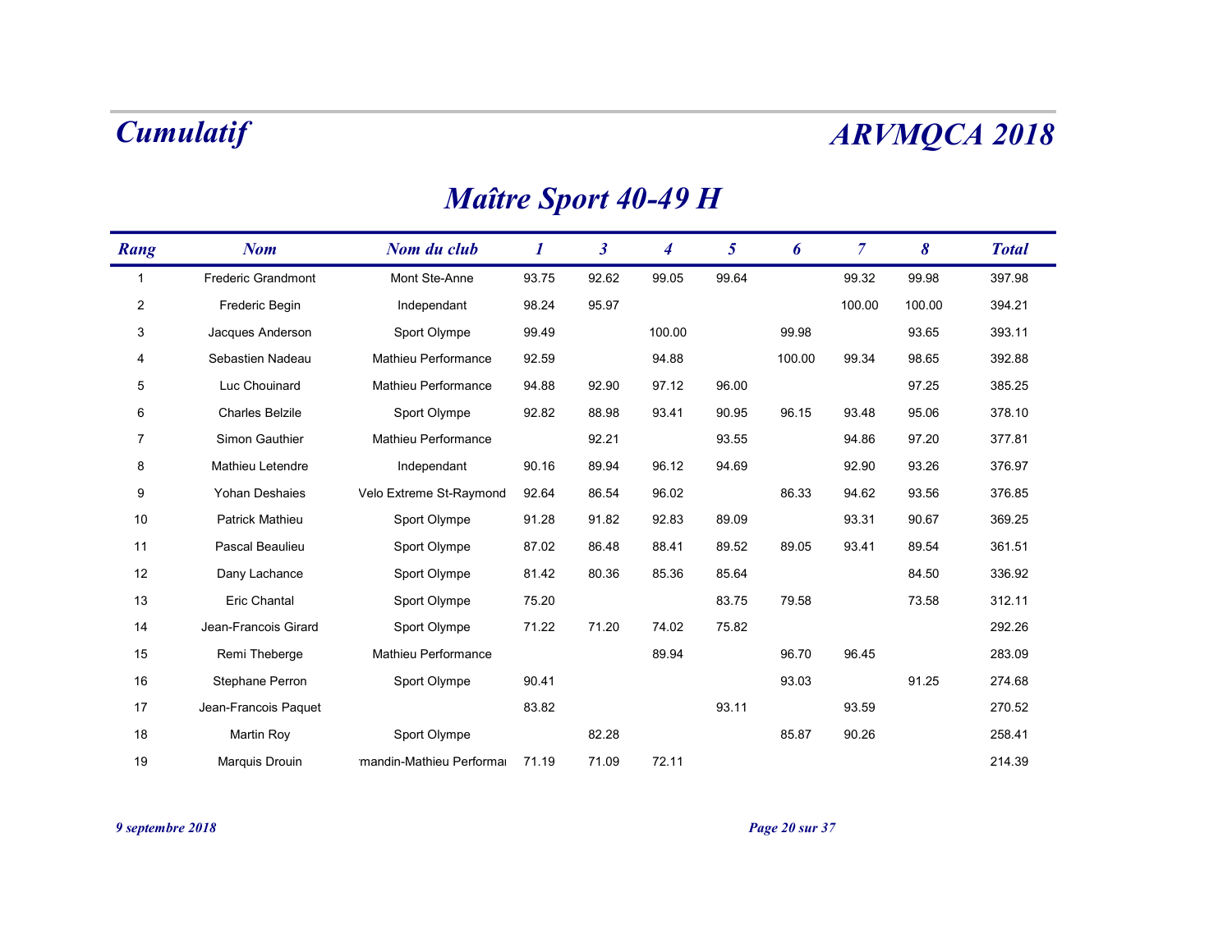# Cumulatif

# ARVMQCA 2018

## Maître Sport 40-49 H

| Rang | Nom | Nom du club | 1 | 3 | 4 | 5 | 6 | 7 | 8 | Total |
|---|---|---|---|---|---|---|---|---|---|---|
| 1 | Frederic Grandmont | Mont Ste-Anne | 93.75 | 92.62 | 99.05 | 99.64 | | 99.32 | 99.98 | 397.98 |
| 2 | Frederic Begin | Independant | 98.24 | 95.97 | | | | 100.00 | 100.00 | 394.21 |
| 3 | Jacques Anderson | Sport Olympe | 99.49 | | 100.00 | | 99.98 | | 93.65 | 393.11 |
| 4 | Sebastien Nadeau | Mathieu Performance | 92.59 | | 94.88 | | 100.00 | 99.34 | 98.65 | 392.88 |
| 5 | Luc Chouinard | Mathieu Performance | 94.88 | 92.90 | 97.12 | 96.00 | | | 97.25 | 385.25 |
| 6 | Charles Belzile | Sport Olympe | 92.82 | 88.98 | 93.41 | 90.95 | 96.15 | 93.48 | 95.06 | 378.10 |
| 7 | Simon Gauthier | Mathieu Performance | | 92.21 | | 93.55 | | 94.86 | 97.20 | 377.81 |
| 8 | Mathieu Letendre | Independant | 90.16 | 89.94 | 96.12 | 94.69 | | 92.90 | 93.26 | 376.97 |
| 9 | Yohan Deshaies | Velo Extreme St-Raymond | 92.64 | 86.54 | 96.02 | | 86.33 | 94.62 | 93.56 | 376.85 |
| 10 | Patrick Mathieu | Sport Olympe | 91.28 | 91.82 | 92.83 | 89.09 | | 93.31 | 90.67 | 369.25 |
| 11 | Pascal Beaulieu | Sport Olympe | 87.02 | 86.48 | 88.41 | 89.52 | 89.05 | 93.41 | 89.54 | 361.51 |
| 12 | Dany Lachance | Sport Olympe | 81.42 | 80.36 | 85.36 | 85.64 | | | 84.50 | 336.92 |
| 13 | Eric Chantal | Sport Olympe | 75.20 | | | 83.75 | 79.58 | | 73.58 | 312.11 |
| 14 | Jean-Francois Girard | Sport Olympe | 71.22 | 71.20 | 74.02 | 75.82 | | | | 292.26 |
| 15 | Remi Theberge | Mathieu Performance | | | 89.94 | | 96.70 | 96.45 | | 283.09 |
| 16 | Stephane Perron | Sport Olympe | 90.41 | | | | 93.03 | | 91.25 | 274.68 |
| 17 | Jean-Francois Paquet | | 83.82 | | | 93.11 | | 93.59 | | 270.52 |
| 18 | Martin Roy | Sport Olympe | | 82.28 | | | 85.87 | 90.26 | | 258.41 |
| 19 | Marquis Drouin | mandin-Mathieu Performai | 71.19 | 71.09 | 72.11 | | | | | 214.39 |

*9 septembre 2018*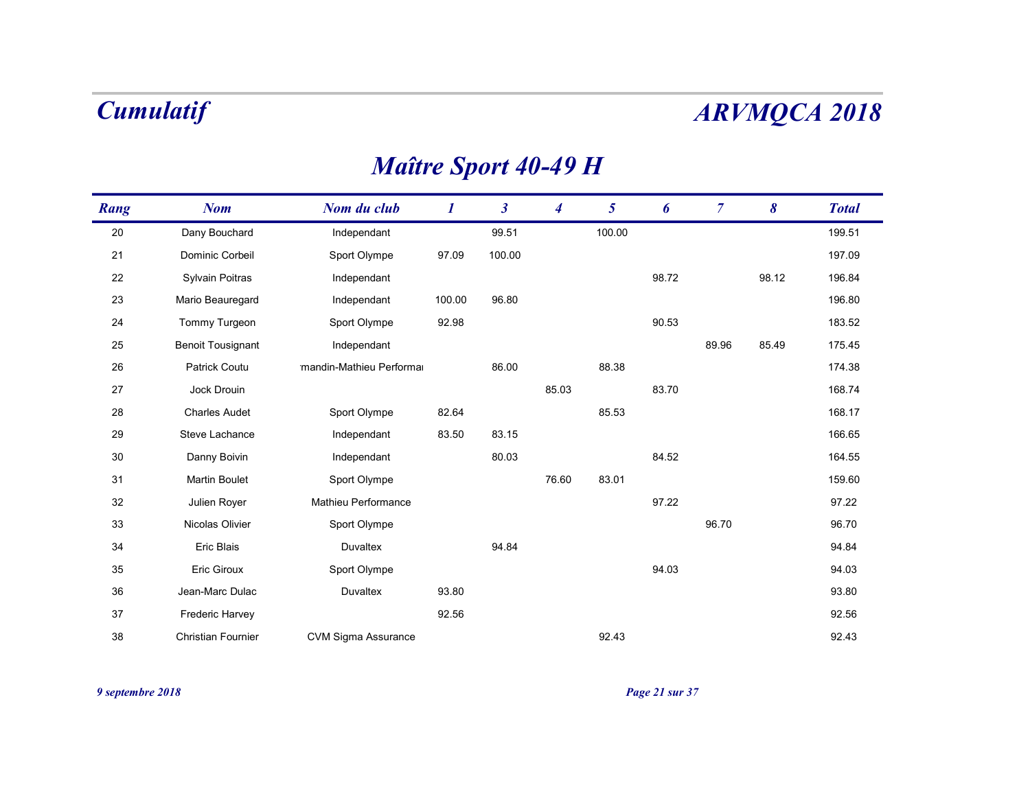# Cumulatif

# ARVMQCA 2018

## Maître Sport 40-49 H

| Rang | Nom | Nom du club | 1 | 3 | 4 | 5 | 6 | 7 | 8 | Total |
|---|---|---|---|---|---|---|---|---|---|---|
| 20 | Dany Bouchard | Independant | | 99.51 | | 100.00 | | | | 199.51 |
| 21 | Dominic Corbeil | Sport Olympe | 97.09 | 100.00 | | | | | | 197.09 |
| 22 | Sylvain Poitras | Independant | | | | | 98.72 | | 98.12 | 196.84 |
| 23 | Mario Beauregard | Independant | 100.00 | 96.80 | | | | | | 196.80 |
| 24 | Tommy Turgeon | Sport Olympe | 92.98 | | | | 90.53 | | | 183.52 |
| 25 | Benoit Tousignant | Independant | | | | | | 89.96 | 85.49 | 175.45 |
| 26 | Patrick Coutu | mandin-Mathieu Performa | | 86.00 | | 88.38 | | | | 174.38 |
| 27 | Jock Drouin | | | | 85.03 | | 83.70 | | | 168.74 |
| 28 | Charles Audet | Sport Olympe | 82.64 | | | 85.53 | | | | 168.17 |
| 29 | Steve Lachance | Independant | 83.50 | 83.15 | | | | | | 166.65 |
| 30 | Danny Boivin | Independant | | 80.03 | | | 84.52 | | | 164.55 |
| 31 | Martin Boulet | Sport Olympe | | | 76.60 | 83.01 | | | | 159.60 |
| 32 | Julien Royer | Mathieu Performance | | | | | 97.22 | | | 97.22 |
| 33 | Nicolas Olivier | Sport Olympe | | | | | | 96.70 | | 96.70 |
| 34 | Eric Blais | Duvaltex | | 94.84 | | | | | | 94.84 |
| 35 | Eric Giroux | Sport Olympe | | | | | 94.03 | | | 94.03 |
| 36 | Jean-Marc Dulac | Duvaltex | 93.80 | | | | | | | 93.80 |
| 37 | Frederic Harvey | | 92.56 | | | | | | | 92.56 |
| 38 | Christian Fournier | CVM Sigma Assurance | | | | 92.43 | | | | 92.43 |

*9 septembre 2018*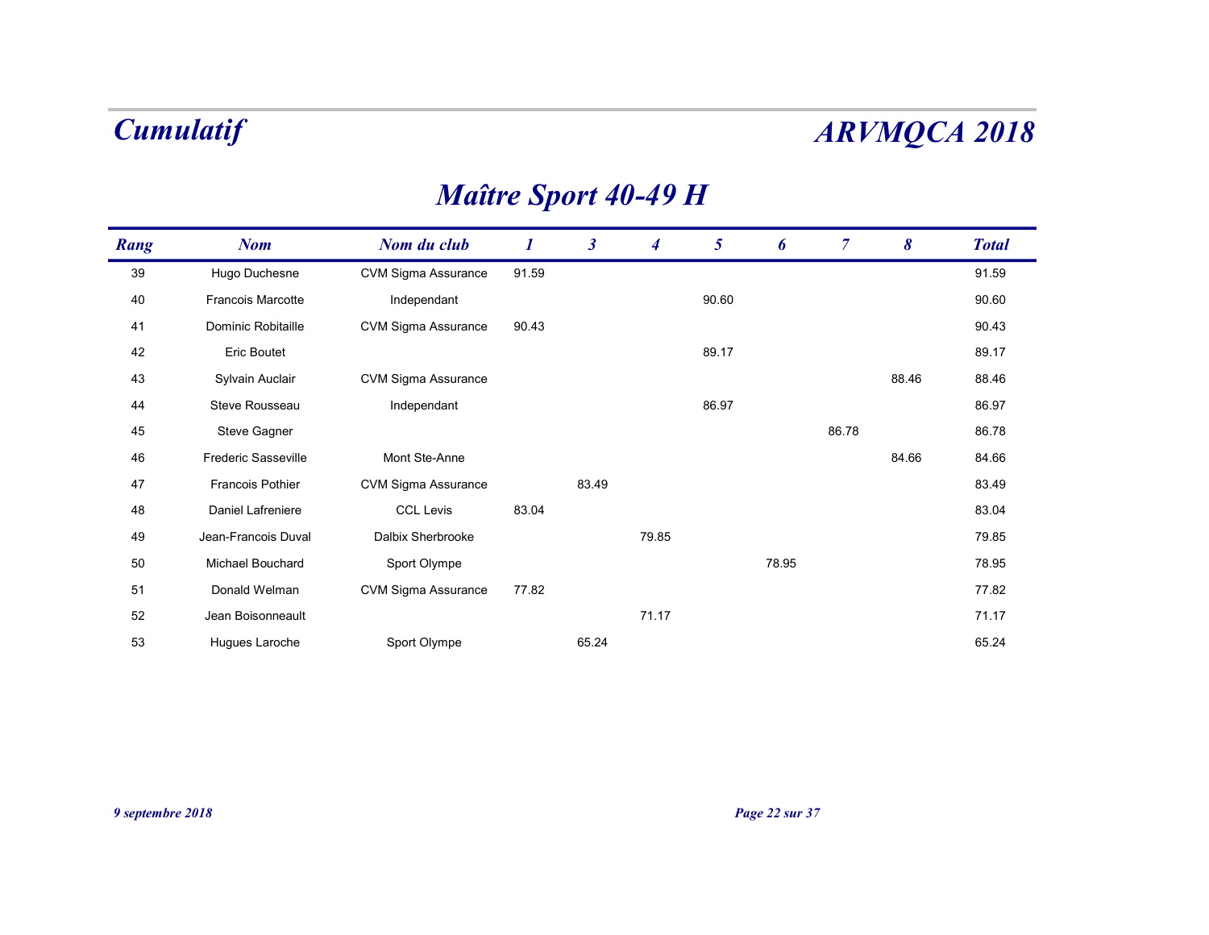# Cumulatif

# ARVMQCA 2018

## Maître Sport 40-49 H

| Rang | Nom | Nom du club | 1 | 3 | 4 | 5 | 6 | 7 | 8 | Total |
|---|---|---|---|---|---|---|---|---|---|---|
| 39 | Hugo Duchesne | CVM Sigma Assurance | 91.59 | | | | | | | 91.59 |
| 40 | Francois Marcotte | Independant | | | | 90.60 | | | | 90.60 |
| 41 | Dominic Robitaille | CVM Sigma Assurance | 90.43 | | | | | | | 90.43 |
| 42 | Eric Boutet | | | | | 89.17 | | | | 89.17 |
| 43 | Sylvain Auclair | CVM Sigma Assurance | | | | | | | 88.46 | 88.46 |
| 44 | Steve Rousseau | Independant | | | | 86.97 | | | | 86.97 |
| 45 | Steve Gagner | | | | | | | 86.78 | | 86.78 |
| 46 | Frederic Sasseville | Mont Ste-Anne | | | | | | | 84.66 | 84.66 |
| 47 | Francois Pothier | CVM Sigma Assurance | | 83.49 | | | | | | 83.49 |
| 48 | Daniel Lafreniere | CCL Levis | 83.04 | | | | | | | 83.04 |
| 49 | Jean-Francois Duval | Dalbix Sherbrooke | | | 79.85 | | | | | 79.85 |
| 50 | Michael Bouchard | Sport Olympe | | | | | 78.95 | | | 78.95 |
| 51 | Donald Welman | CVM Sigma Assurance | 77.82 | | | | | | | 77.82 |
| 52 | Jean Boisonneault | | | | 71.17 | | | | | 71.17 |
| 53 | Hugues Laroche | Sport Olympe | | 65.24 | | | | | | 65.24 |

*9 septembre 2018*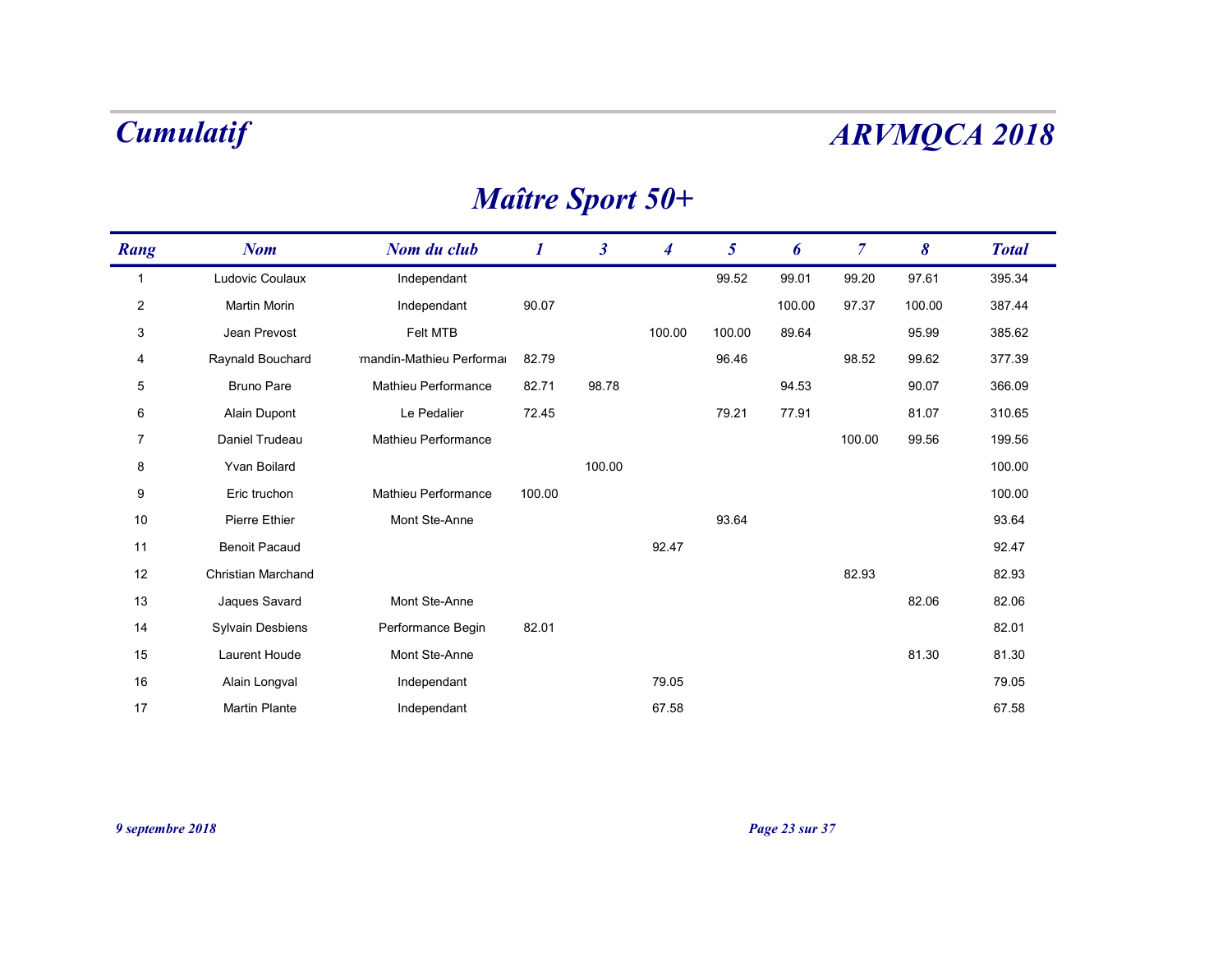# Cumulatif

# ARVMQCA 2018

## Maître Sport 50+

| Rang | Nom | Nom du club | 1 | 3 | 4 | 5 | 6 | 7 | 8 | Total |
|---|---|---|---|---|---|---|---|---|---|---|
| 1 | Ludovic Coulaux | Independant | | | | 99.52 | 99.01 | 99.20 | 97.61 | 395.34 |
| 2 | Martin Morin | Independant | 90.07 | | | | 100.00 | 97.37 | 100.00 | 387.44 |
| 3 | Jean Prevost | Felt MTB | | | 100.00 | 100.00 | 89.64 | | 95.99 | 385.62 |
| 4 | Raynald Bouchard | mandin-Mathieu Performa | 82.79 | | | 96.46 | | 98.52 | 99.62 | 377.39 |
| 5 | Bruno Pare | Mathieu Performance | 82.71 | 98.78 | | | 94.53 | | 90.07 | 366.09 |
| 6 | Alain Dupont | Le Pedalier | 72.45 | | | 79.21 | 77.91 | | 81.07 | 310.65 |
| 7 | Daniel Trudeau | Mathieu Performance | | | | | | 100.00 | 99.56 | 199.56 |
| 8 | Yvan Boilard | | | 100.00 | | | | | | 100.00 |
| 9 | Eric truchon | Mathieu Performance | 100.00 | | | | | | | 100.00 |
| 10 | Pierre Ethier | Mont Ste-Anne | | | | 93.64 | | | | 93.64 |
| 11 | Benoit Pacaud | | | | 92.47 | | | | | 92.47 |
| 12 | Christian Marchand | | | | | | | 82.93 | | 82.93 |
| 13 | Jaques Savard | Mont Ste-Anne | | | | | | | 82.06 | 82.06 |
| 14 | Sylvain Desbiens | Performance Begin | 82.01 | | | | | | | 82.01 |
| 15 | Laurent Houde | Mont Ste-Anne | | | | | | | 81.30 | 81.30 |
| 16 | Alain Longval | Independant | | | 79.05 | | | | | 79.05 |
| 17 | Martin Plante | Independant | | | 67.58 | | | | | 67.58 |

*9 septembre 2018*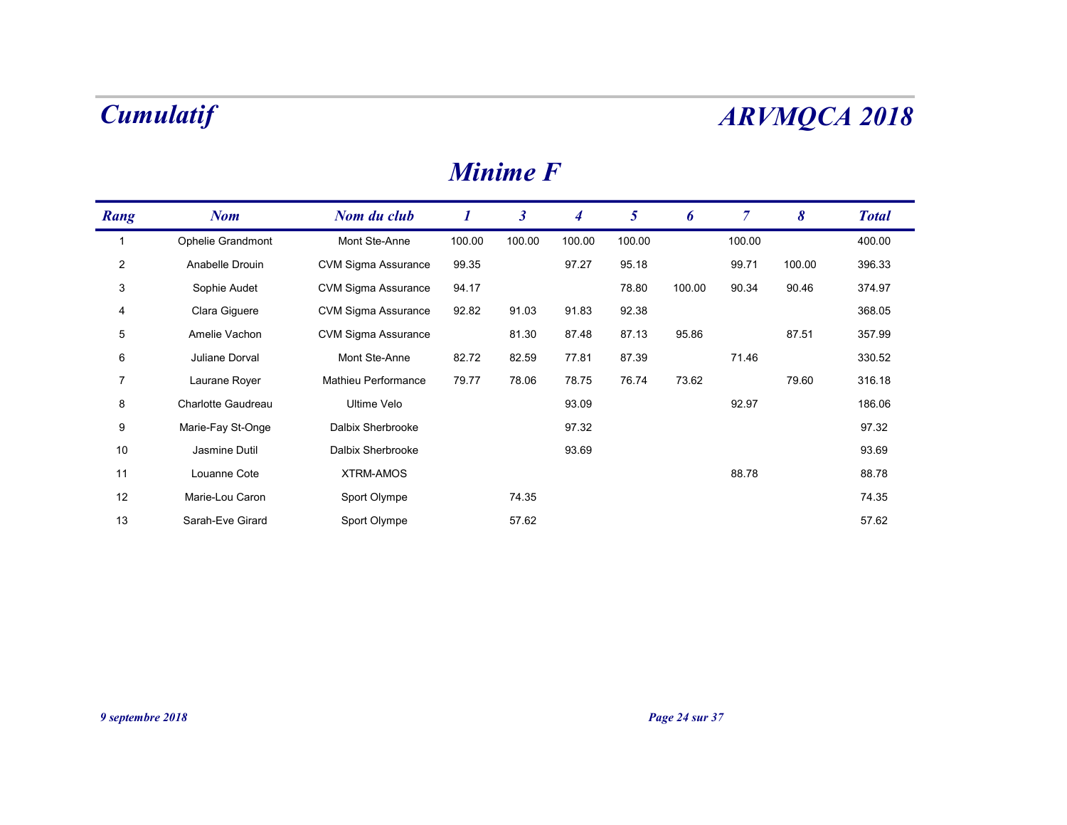# Cumulatif

# ARVMQCA 2018

## Minime F

| Rang | Nom | Nom du club | 1 | 3 | 4 | 5 | 6 | 7 | 8 | Total |
|---|---|---|---|---|---|---|---|---|---|---|
| 1 | Ophelie Grandmont | Mont Ste-Anne | 100.00 | 100.00 | 100.00 | 100.00 | | 100.00 | | 400.00 |
| 2 | Anabelle Drouin | CVM Sigma Assurance | 99.35 | | 97.27 | 95.18 | | 99.71 | 100.00 | 396.33 |
| 3 | Sophie Audet | CVM Sigma Assurance | 94.17 | | | 78.80 | 100.00 | 90.34 | 90.46 | 374.97 |
| 4 | Clara Giguere | CVM Sigma Assurance | 92.82 | 91.03 | 91.83 | 92.38 | | | | 368.05 |
| 5 | Amelie Vachon | CVM Sigma Assurance | | 81.30 | 87.48 | 87.13 | 95.86 | | 87.51 | 357.99 |
| 6 | Juliane Dorval | Mont Ste-Anne | 82.72 | 82.59 | 77.81 | 87.39 | | 71.46 | | 330.52 |
| 7 | Laurane Royer | Mathieu Performance | 79.77 | 78.06 | 78.75 | 76.74 | 73.62 | | 79.60 | 316.18 |
| 8 | Charlotte Gaudreau | Ultime Velo | | | 93.09 | | | 92.97 | | 186.06 |
| 9 | Marie-Fay St-Onge | Dalbix Sherbrooke | | | 97.32 | | | | | 97.32 |
| 10 | Jasmine Dutil | Dalbix Sherbrooke | | | 93.69 | | | | | 93.69 |
| 11 | Louanne Cote | XTRM-AMOS | | | | | | 88.78 | | 88.78 |
| 12 | Marie-Lou Caron | Sport Olympe | | 74.35 | | | | | | 74.35 |
| 13 | Sarah-Eve Girard | Sport Olympe | | 57.62 | | | | | | 57.62 |

*9 septembre 2018*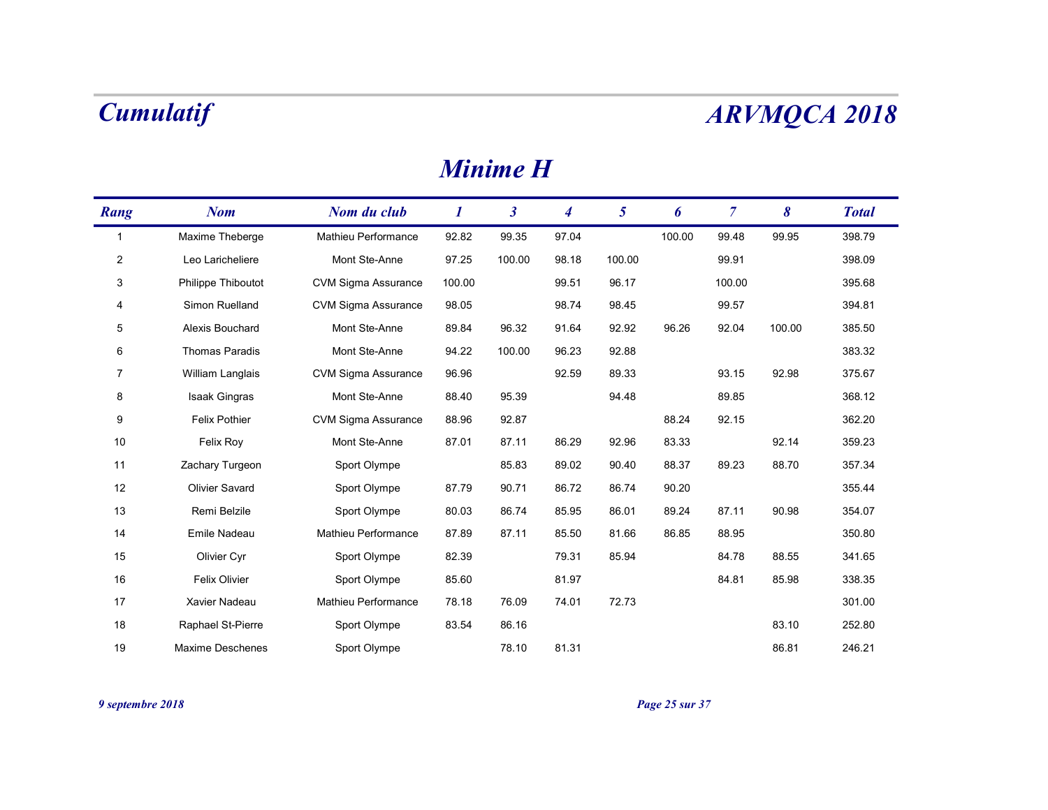# Minime H

| Rang | Nom | Nom du club | 1 | 3 | 4 | 5 | 6 | 7 | 8 | Total |
|---|---|---|---|---|---|---|---|---|---|---|
| 1 | Maxime Theberge | Mathieu Performance | 92.82 | 99.35 | 97.04 | | 100.00 | 99.48 | 99.95 | 398.79 |
| 2 | Leo Laricheliere | Mont Ste-Anne | 97.25 | 100.00 | 98.18 | 100.00 | | 99.91 | | 398.09 |
| 3 | Philippe Thiboutot | CVM Sigma Assurance | 100.00 | | 99.51 | 96.17 | | 100.00 | | 395.68 |
| 4 | Simon Ruelland | CVM Sigma Assurance | 98.05 | | 98.74 | 98.45 | | 99.57 | | 394.81 |
| 5 | Alexis Bouchard | Mont Ste-Anne | 89.84 | 96.32 | 91.64 | 92.92 | 96.26 | 92.04 | 100.00 | 385.50 |
| 6 | Thomas Paradis | Mont Ste-Anne | 94.22 | 100.00 | 96.23 | 92.88 | | | | 383.32 |
| 7 | William Langlais | CVM Sigma Assurance | 96.96 | | 92.59 | 89.33 | | 93.15 | 92.98 | 375.67 |
| 8 | Isaak Gingras | Mont Ste-Anne | 88.40 | 95.39 | | 94.48 | | 89.85 | | 368.12 |
| 9 | Felix Pothier | CVM Sigma Assurance | 88.96 | 92.87 | | | 88.24 | 92.15 | | 362.20 |
| 10 | Felix Roy | Mont Ste-Anne | 87.01 | 87.11 | 86.29 | 92.96 | 83.33 | | 92.14 | 359.23 |
| 11 | Zachary Turgeon | Sport Olympe | | 85.83 | 89.02 | 90.40 | 88.37 | 89.23 | 88.70 | 357.34 |
| 12 | Olivier Savard | Sport Olympe | 87.79 | 90.71 | 86.72 | 86.74 | 90.20 | | | 355.44 |
| 13 | Remi Belzile | Sport Olympe | 80.03 | 86.74 | 85.95 | 86.01 | 89.24 | 87.11 | 90.98 | 354.07 |
| 14 | Emile Nadeau | Mathieu Performance | 87.89 | 87.11 | 85.50 | 81.66 | 86.85 | 88.95 | | 350.80 |
| 15 | Olivier Cyr | Sport Olympe | 82.39 | | 79.31 | 85.94 | | 84.78 | 88.55 | 341.65 |
| 16 | Felix Olivier | Sport Olympe | 85.60 | | 81.97 | | | 84.81 | 85.98 | 338.35 |
| 17 | Xavier Nadeau | Mathieu Performance | 78.18 | 76.09 | 74.01 | 72.73 | | | | 301.00 |
| 18 | Raphael St-Pierre | Sport Olympe | 83.54 | 86.16 | | | | | 83.10 | 252.80 |
| 19 | Maxime Deschenes | Sport Olympe | | 78.10 | 81.31 | | | | 86.81 | 246.21 |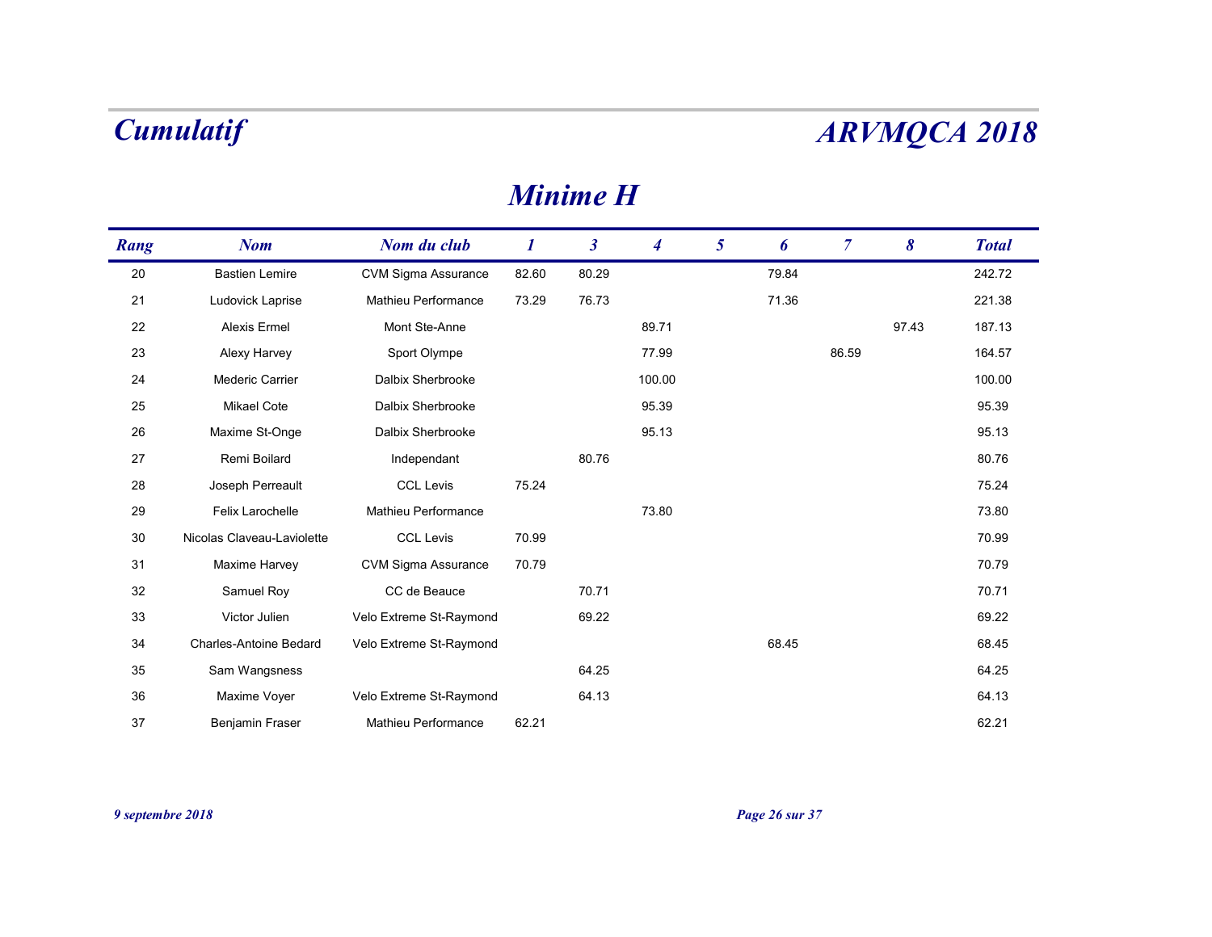# Cumulatif

# ARVMQCA 2018

## Minime H

| Rang | Nom | Nom du club | 1 | 3 | 4 | 5 | 6 | 7 | 8 | Total |
|---|---|---|---|---|---|---|---|---|---|---|
| 20 | Bastien Lemire | CVM Sigma Assurance | 82.60 | 80.29 | | | 79.84 | | | 242.72 |
| 21 | Ludovick Laprise | Mathieu Performance | 73.29 | 76.73 | | | 71.36 | | | 221.38 |
| 22 | Alexis Ermel | Mont Ste-Anne | | | 89.71 | | | | 97.43 | 187.13 |
| 23 | Alexy Harvey | Sport Olympe | | | 77.99 | | | 86.59 | | 164.57 |
| 24 | Mederic Carrier | Dalbix Sherbrooke | | | 100.00 | | | | | 100.00 |
| 25 | Mikael Cote | Dalbix Sherbrooke | | | 95.39 | | | | | 95.39 |
| 26 | Maxime St-Onge | Dalbix Sherbrooke | | | 95.13 | | | | | 95.13 |
| 27 | Remi Boilard | Independant | | 80.76 | | | | | | 80.76 |
| 28 | Joseph Perreault | CCL Levis | 75.24 | | | | | | | 75.24 |
| 29 | Felix Larochelle | Mathieu Performance | | | 73.80 | | | | | 73.80 |
| 30 | Nicolas Claveau-Laviolette | CCL Levis | 70.99 | | | | | | | 70.99 |
| 31 | Maxime Harvey | CVM Sigma Assurance | 70.79 | | | | | | | 70.79 |
| 32 | Samuel Roy | CC de Beauce | | 70.71 | | | | | | 70.71 |
| 33 | Victor Julien | Velo Extreme St-Raymond | | 69.22 | | | | | | 69.22 |
| 34 | Charles-Antoine Bedard | Velo Extreme St-Raymond | | | | | 68.45 | | | 68.45 |
| 35 | Sam Wangsness | | | 64.25 | | | | | | 64.25 |
| 36 | Maxime Voyer | Velo Extreme St-Raymond | | 64.13 | | | | | | 64.13 |
| 37 | Benjamin Fraser | Mathieu Performance | 62.21 | | | | | | | 62.21 |

*9 septembre 2018*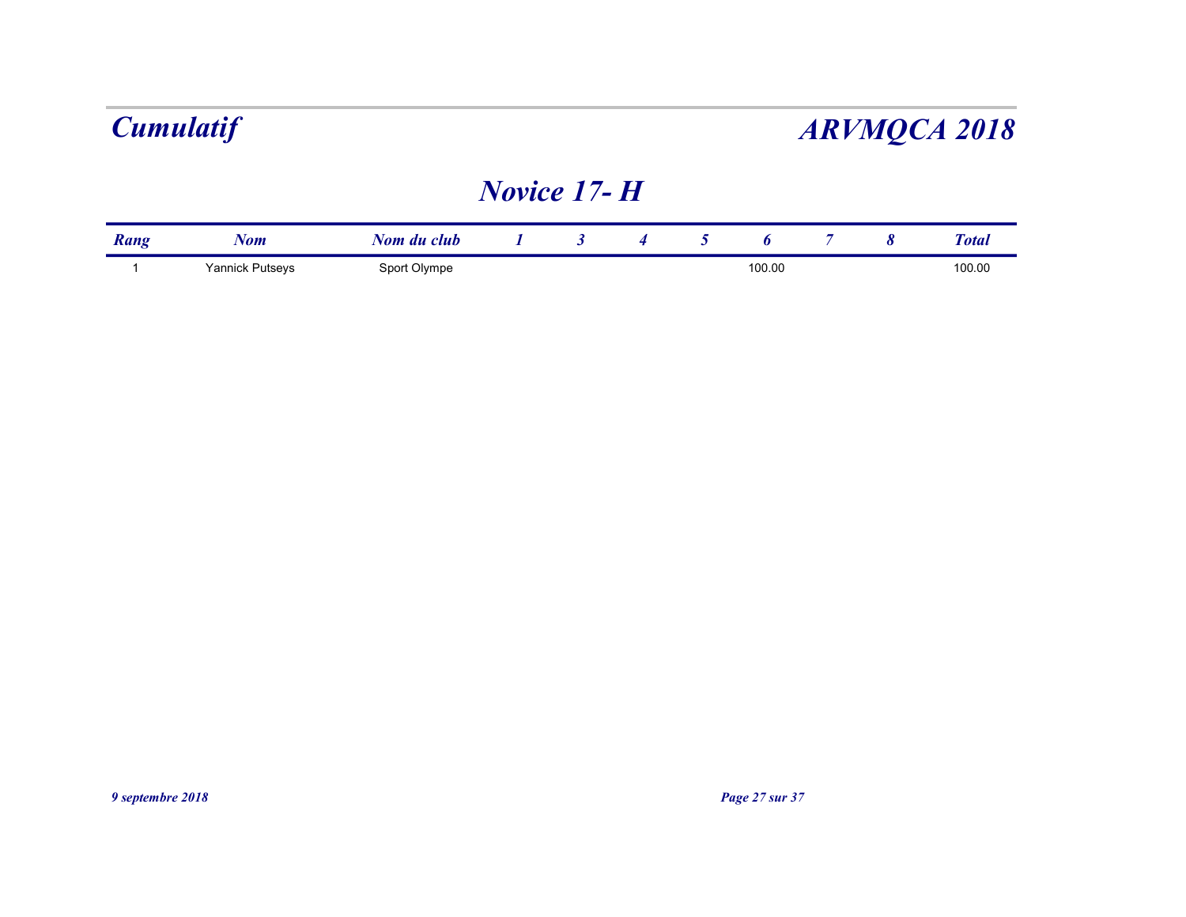# Cumulatif

# ARVMQCA 2018

## Novice 17- H

| Rang | Nom | Nom du club | 1 | 3 | 4 | 5 | 6 | 7 | 8 | Total |
|---|---|---|---|---|---|---|---|---|---|---|
| 1 | Yannick Putseys | Sport Olympe | | | | | 100.00 | | | 100.00 |

9 septembre 2018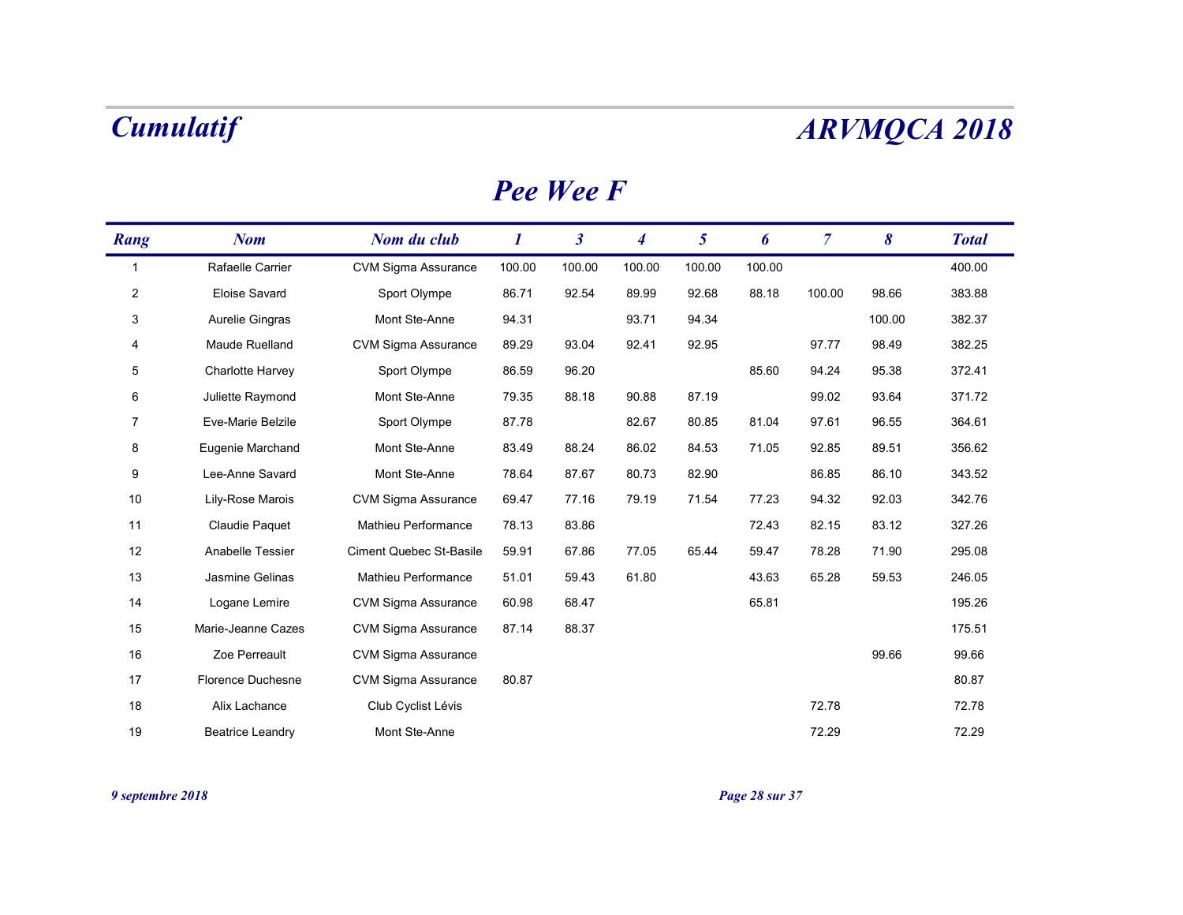# Cumulatif

# ARVMQCA 2018

## Pee Wee F

| Rang | Nom | Nom du club | 1 | 3 | 4 | 5 | 6 | 7 | 8 | Total |
|---|---|---|---|---|---|---|---|---|---|---|
| 1 | Rafaelle Carrier | CVM Sigma Assurance | 100.00 | 100.00 | 100.00 | 100.00 | 100.00 | | | 400.00 |
| 2 | Eloise Savard | Sport Olympe | 86.71 | 92.54 | 89.99 | 92.68 | 88.18 | 100.00 | 98.66 | 383.88 |
| 3 | Aurelie Gingras | Mont Ste-Anne | 94.31 | | 93.71 | 94.34 | | | 100.00 | 382.37 |
| 4 | Maude Ruelland | CVM Sigma Assurance | 89.29 | 93.04 | 92.41 | 92.95 | | 97.77 | 98.49 | 382.25 |
| 5 | Charlotte Harvey | Sport Olympe | 86.59 | 96.20 | | | 85.60 | 94.24 | 95.38 | 372.41 |
| 6 | Juliette Raymond | Mont Ste-Anne | 79.35 | 88.18 | 90.88 | 87.19 | | 99.02 | 93.64 | 371.72 |
| 7 | Eve-Marie Belzile | Sport Olympe | 87.78 | | 82.67 | 80.85 | 81.04 | 97.61 | 96.55 | 364.61 |
| 8 | Eugenie Marchand | Mont Ste-Anne | 83.49 | 88.24 | 86.02 | 84.53 | 71.05 | 92.85 | 89.51 | 356.62 |
| 9 | Lee-Anne Savard | Mont Ste-Anne | 78.64 | 87.67 | 80.73 | 82.90 | | 86.85 | 86.10 | 343.52 |
| 10 | Lily-Rose Marois | CVM Sigma Assurance | 69.47 | 77.16 | 79.19 | 71.54 | 77.23 | 94.32 | 92.03 | 342.76 |
| 11 | Claudie Paquet | Mathieu Performance | 78.13 | 83.86 | | | 72.43 | 82.15 | 83.12 | 327.26 |
| 12 | Anabelle Tessier | Ciment Quebec St-Basile | 59.91 | 67.86 | 77.05 | 65.44 | 59.47 | 78.28 | 71.90 | 295.08 |
| 13 | Jasmine Gelinas | Mathieu Performance | 51.01 | 59.43 | 61.80 | | 43.63 | 65.28 | 59.53 | 246.05 |
| 14 | Logane Lemire | CVM Sigma Assurance | 60.98 | 68.47 | | | 65.81 | | | 195.26 |
| 15 | Marie-Jeanne Cazes | CVM Sigma Assurance | 87.14 | 88.37 | | | | | | 175.51 |
| 16 | Zoe Perreault | CVM Sigma Assurance | | | | | | | 99.66 | 99.66 |
| 17 | Florence Duchesne | CVM Sigma Assurance | 80.87 | | | | | | | 80.87 |
| 18 | Alix Lachance | Club Cyclist Lévis | | | | | | 72.78 | | 72.78 |
| 19 | Beatrice Leandry | Mont Ste-Anne | | | | | | 72.29 | | 72.29 |

*9 septembre 2018*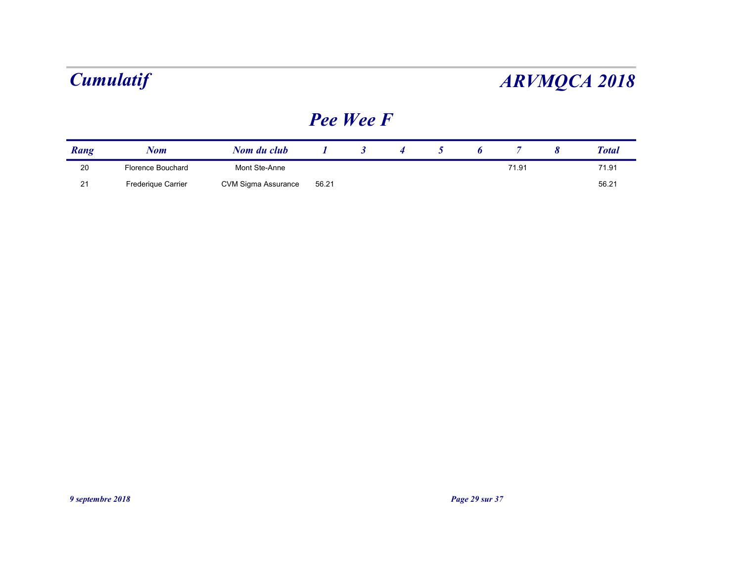# Cumulatif

# ARVMQCA 2018

## Pee Wee F

| Rang | Nom | Nom du club | 1 | 3 | 4 | 5 | 6 | 7 | 8 | Total |
|---|---|---|---|---|---|---|---|---|---|---|
| 20 | Florence Bouchard | Mont Ste-Anne | | | | | | 71.91 | | 71.91 |
| 21 | Frederique Carrier | CVM Sigma Assurance | 56.21 | | | | | | | 56.21 |

*9 septembre 2018*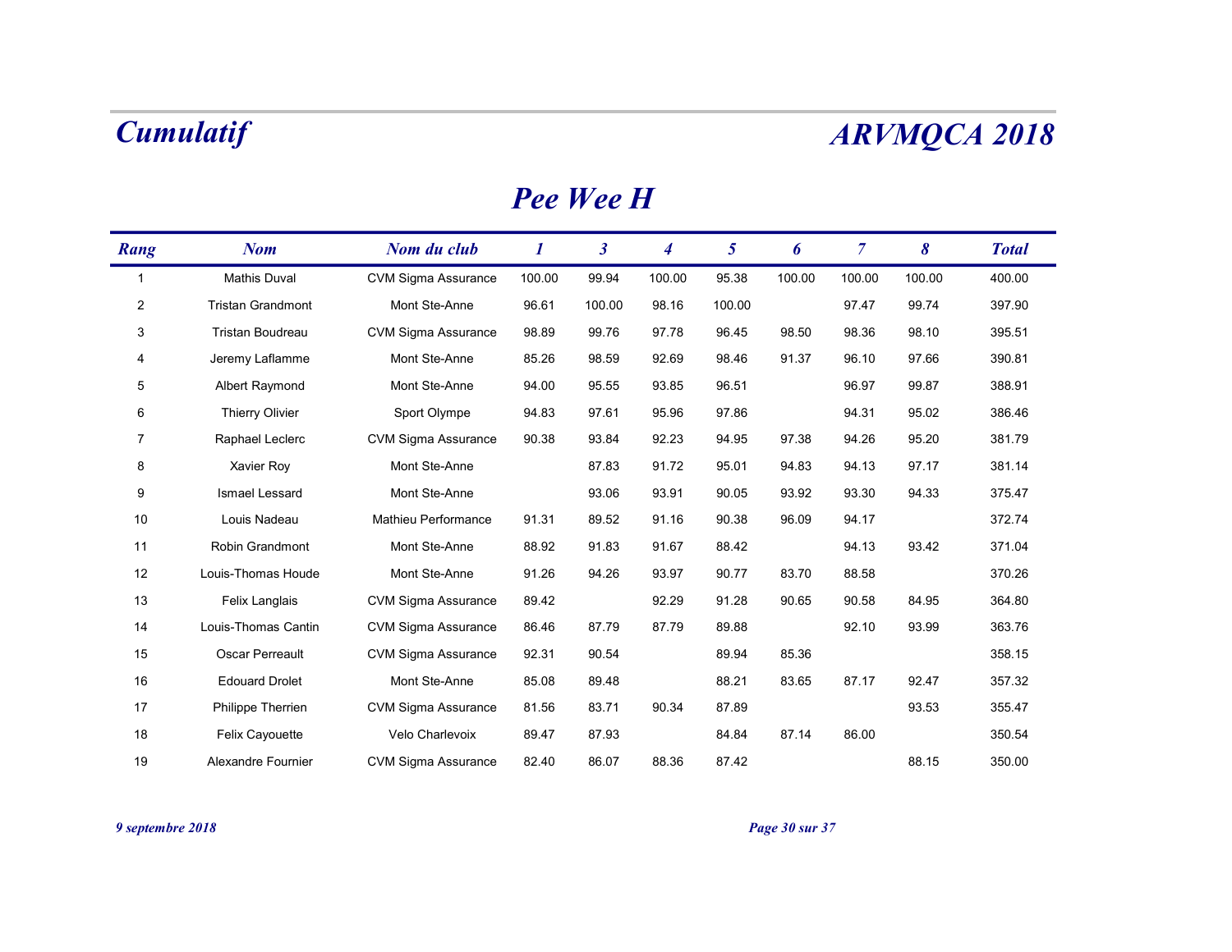# Pee Wee H

| Rang | Nom | Nom du club | 1 | 3 | 4 | 5 | 6 | 7 | 8 | Total |
|---|---|---|---|---|---|---|---|---|---|---|
| 1 | Mathis Duval | CVM Sigma Assurance | 100.00 | 99.94 | 100.00 | 95.38 | 100.00 | 100.00 | 100.00 | 400.00 |
| 2 | Tristan Grandmont | Mont Ste-Anne | 96.61 | 100.00 | 98.16 | 100.00 | | 97.47 | 99.74 | 397.90 |
| 3 | Tristan Boudreau | CVM Sigma Assurance | 98.89 | 99.76 | 97.78 | 96.45 | 98.50 | 98.36 | 98.10 | 395.51 |
| 4 | Jeremy Laflamme | Mont Ste-Anne | 85.26 | 98.59 | 92.69 | 98.46 | 91.37 | 96.10 | 97.66 | 390.81 |
| 5 | Albert Raymond | Mont Ste-Anne | 94.00 | 95.55 | 93.85 | 96.51 | | 96.97 | 99.87 | 388.91 |
| 6 | Thierry Olivier | Sport Olympe | 94.83 | 97.61 | 95.96 | 97.86 | | 94.31 | 95.02 | 386.46 |
| 7 | Raphael Leclerc | CVM Sigma Assurance | 90.38 | 93.84 | 92.23 | 94.95 | 97.38 | 94.26 | 95.20 | 381.79 |
| 8 | Xavier Roy | Mont Ste-Anne | | 87.83 | 91.72 | 95.01 | 94.83 | 94.13 | 97.17 | 381.14 |
| 9 | Ismael Lessard | Mont Ste-Anne | | 93.06 | 93.91 | 90.05 | 93.92 | 93.30 | 94.33 | 375.47 |
| 10 | Louis Nadeau | Mathieu Performance | 91.31 | 89.52 | 91.16 | 90.38 | 96.09 | 94.17 | | 372.74 |
| 11 | Robin Grandmont | Mont Ste-Anne | 88.92 | 91.83 | 91.67 | 88.42 | | 94.13 | 93.42 | 371.04 |
| 12 | Louis-Thomas Houde | Mont Ste-Anne | 91.26 | 94.26 | 93.97 | 90.77 | 83.70 | 88.58 | | 370.26 |
| 13 | Felix Langlais | CVM Sigma Assurance | 89.42 | | 92.29 | 91.28 | 90.65 | 90.58 | 84.95 | 364.80 |
| 14 | Louis-Thomas Cantin | CVM Sigma Assurance | 86.46 | 87.79 | 87.79 | 89.88 | | 92.10 | 93.99 | 363.76 |
| 15 | Oscar Perreault | CVM Sigma Assurance | 92.31 | 90.54 | | 89.94 | 85.36 | | | 358.15 |
| 16 | Edouard Drolet | Mont Ste-Anne | 85.08 | 89.48 | | 88.21 | 83.65 | 87.17 | 92.47 | 357.32 |
| 17 | Philippe Therrien | CVM Sigma Assurance | 81.56 | 83.71 | 90.34 | 87.89 | | | 93.53 | 355.47 |
| 18 | Felix Cayouette | Velo Charlevoix | 89.47 | 87.93 | | 84.84 | 87.14 | 86.00 | | 350.54 |
| 19 | Alexandre Fournier | CVM Sigma Assurance | 82.40 | 86.07 | 88.36 | 87.42 | | | 88.15 | 350.00 |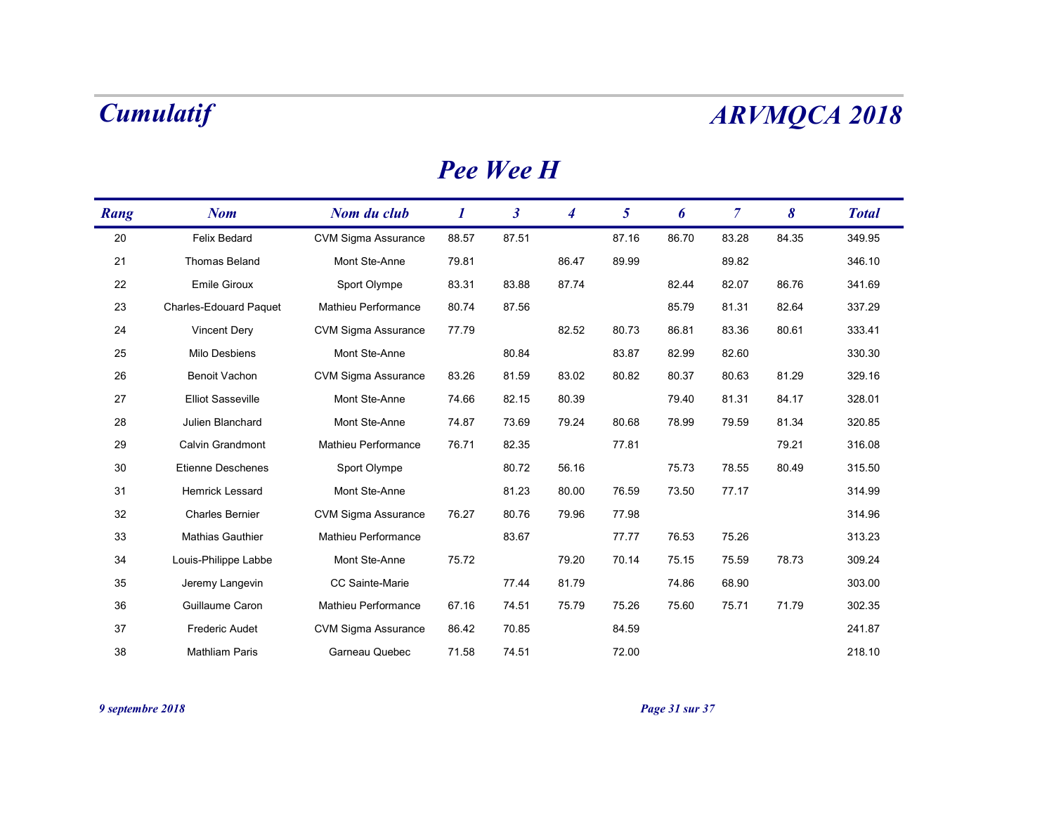# Cumulatif

# ARVMQCA 2018

## Pee Wee H

| Rang | Nom | Nom du club | 1 | 3 | 4 | 5 | 6 | 7 | 8 | Total |
|---|---|---|---|---|---|---|---|---|---|---|
| 20 | Felix Bedard | CVM Sigma Assurance | 88.57 | 87.51 | | 87.16 | 86.70 | 83.28 | 84.35 | 349.95 |
| 21 | Thomas Beland | Mont Ste-Anne | 79.81 | | 86.47 | 89.99 | | 89.82 | | 346.10 |
| 22 | Emile Giroux | Sport Olympe | 83.31 | 83.88 | 87.74 | | 82.44 | 82.07 | 86.76 | 341.69 |
| 23 | Charles-Edouard Paquet | Mathieu Performance | 80.74 | 87.56 | | | 85.79 | 81.31 | 82.64 | 337.29 |
| 24 | Vincent Dery | CVM Sigma Assurance | 77.79 | | 82.52 | 80.73 | 86.81 | 83.36 | 80.61 | 333.41 |
| 25 | Milo Desbiens | Mont Ste-Anne | | 80.84 | | 83.87 | 82.99 | 82.60 | | 330.30 |
| 26 | Benoit Vachon | CVM Sigma Assurance | 83.26 | 81.59 | 83.02 | 80.82 | 80.37 | 80.63 | 81.29 | 329.16 |
| 27 | Elliot Sasseville | Mont Ste-Anne | 74.66 | 82.15 | 80.39 | | 79.40 | 81.31 | 84.17 | 328.01 |
| 28 | Julien Blanchard | Mont Ste-Anne | 74.87 | 73.69 | 79.24 | 80.68 | 78.99 | 79.59 | 81.34 | 320.85 |
| 29 | Calvin Grandmont | Mathieu Performance | 76.71 | 82.35 | | 77.81 | | | 79.21 | 316.08 |
| 30 | Etienne Deschenes | Sport Olympe | | 80.72 | 56.16 | | 75.73 | 78.55 | 80.49 | 315.50 |
| 31 | Hemrick Lessard | Mont Ste-Anne | | 81.23 | 80.00 | 76.59 | 73.50 | 77.17 | | 314.99 |
| 32 | Charles Bernier | CVM Sigma Assurance | 76.27 | 80.76 | 79.96 | 77.98 | | | | 314.96 |
| 33 | Mathias Gauthier | Mathieu Performance | | 83.67 | | 77.77 | 76.53 | 75.26 | | 313.23 |
| 34 | Louis-Philippe Labbe | Mont Ste-Anne | 75.72 | | 79.20 | 70.14 | 75.15 | 75.59 | 78.73 | 309.24 |
| 35 | Jeremy Langevin | CC Sainte-Marie | | 77.44 | 81.79 | | 74.86 | 68.90 | | 303.00 |
| 36 | Guillaume Caron | Mathieu Performance | 67.16 | 74.51 | 75.79 | 75.26 | 75.60 | 75.71 | 71.79 | 302.35 |
| 37 | Frederic Audet | CVM Sigma Assurance | 86.42 | 70.85 | | 84.59 | | | | 241.87 |
| 38 | Mathliam Paris | Garneau Quebec | 71.58 | 74.51 | | 72.00 | | | | 218.10 |

*9 septembre 2018*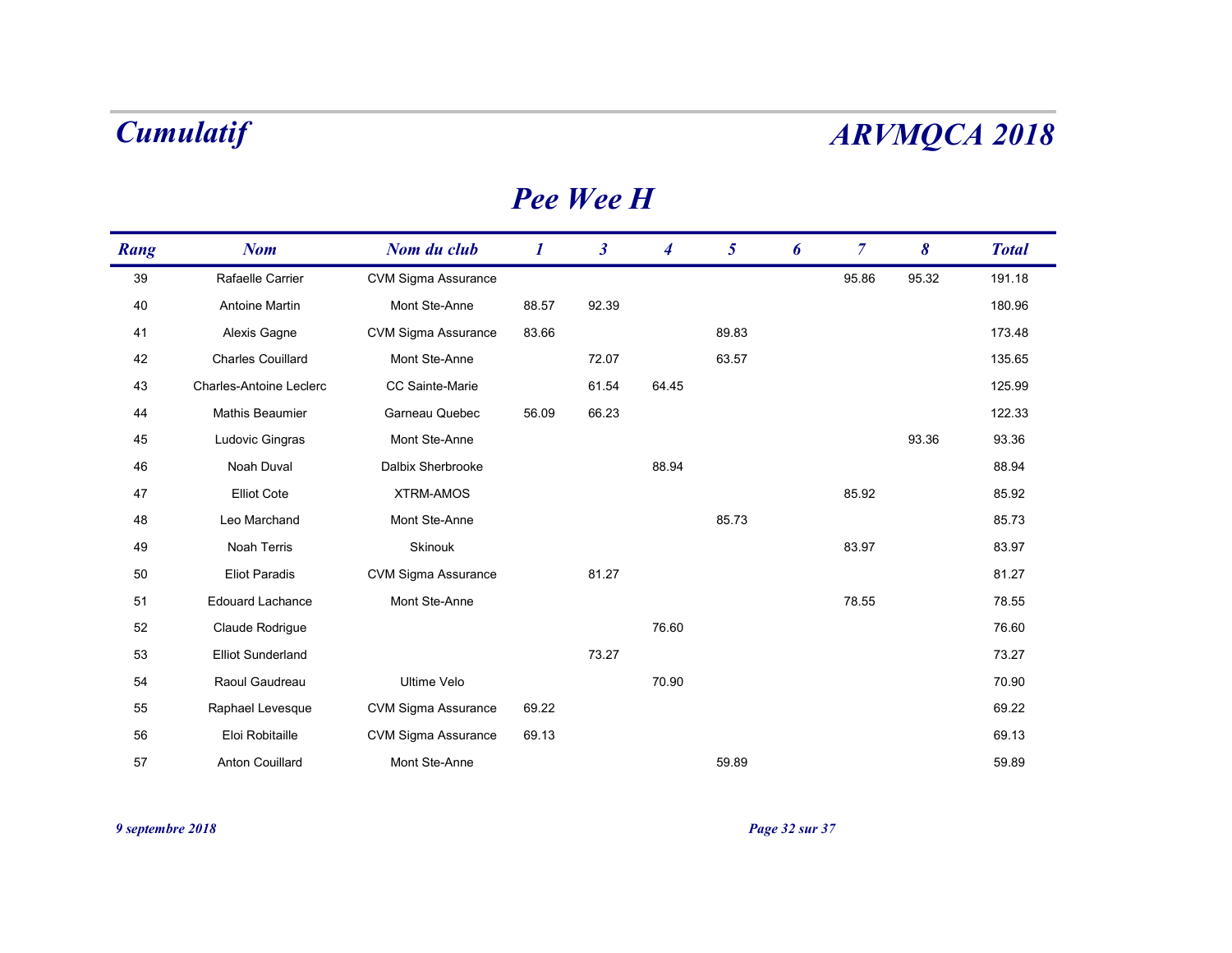# Cumulatif

# ARVMQCA 2018

## Pee Wee H

| Rang | Nom | Nom du club | 1 | 3 | 4 | 5 | 6 | 7 | 8 | Total |
|---|---|---|---|---|---|---|---|---|---|---|
| 39 | Rafaelle Carrier | CVM Sigma Assurance | | | | | | 95.86 | 95.32 | 191.18 |
| 40 | Antoine Martin | Mont Ste-Anne | 88.57 | 92.39 | | | | | | 180.96 |
| 41 | Alexis Gagne | CVM Sigma Assurance | 83.66 | | | 89.83 | | | | 173.48 |
| 42 | Charles Couillard | Mont Ste-Anne | | 72.07 | | 63.57 | | | | 135.65 |
| 43 | Charles-Antoine Leclerc | CC Sainte-Marie | | 61.54 | 64.45 | | | | | 125.99 |
| 44 | Mathis Beaumier | Garneau Quebec | 56.09 | 66.23 | | | | | | 122.33 |
| 45 | Ludovic Gingras | Mont Ste-Anne | | | | | | | 93.36 | 93.36 |
| 46 | Noah Duval | Dalbix Sherbrooke | | | 88.94 | | | | | 88.94 |
| 47 | Elliot Cote | XTRM-AMOS | | | | | | 85.92 | | 85.92 |
| 48 | Leo Marchand | Mont Ste-Anne | | | | 85.73 | | | | 85.73 |
| 49 | Noah Terris | Skinouk | | | | | | 83.97 | | 83.97 |
| 50 | Eliot Paradis | CVM Sigma Assurance | | 81.27 | | | | | | 81.27 |
| 51 | Edouard Lachance | Mont Ste-Anne | | | | | | 78.55 | | 78.55 |
| 52 | Claude Rodrigue | | | | 76.60 | | | | | 76.60 |
| 53 | Elliot Sunderland | | | 73.27 | | | | | | 73.27 |
| 54 | Raoul Gaudreau | Ultime Velo | | | 70.90 | | | | | 70.90 |
| 55 | Raphael Levesque | CVM Sigma Assurance | 69.22 | | | | | | | 69.22 |
| 56 | Eloi Robitaille | CVM Sigma Assurance | 69.13 | | | | | | | 69.13 |
| 57 | Anton Couillard | Mont Ste-Anne | | | | 59.89 | | | | 59.89 |

*9 septembre 2018*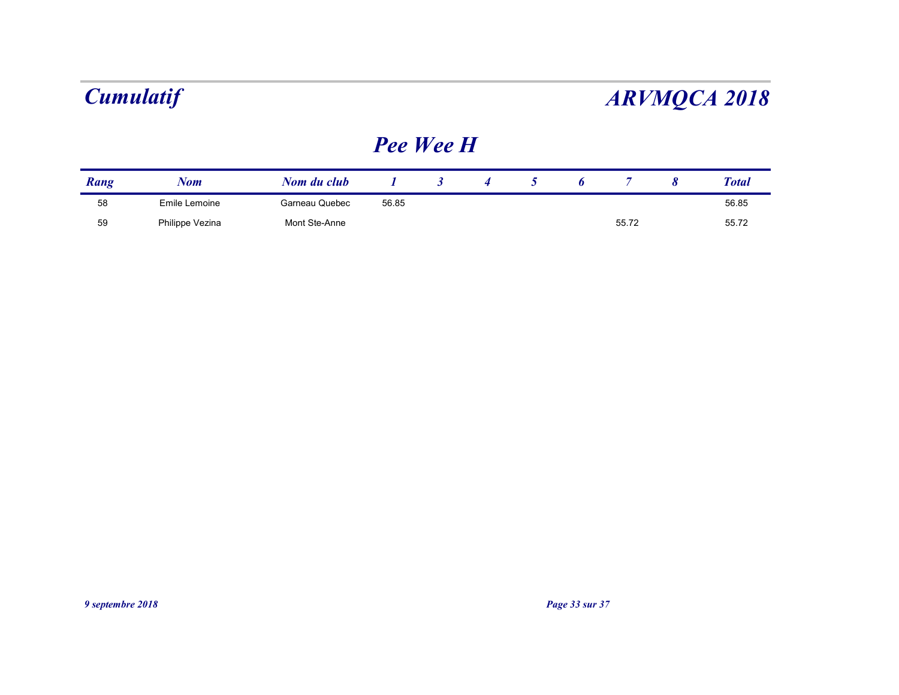# Cumulatif

# ARVMQCA 2018

## Pee Wee H

| Rang | Nom | Nom du club | 1 | 3 | 4 | 5 | 6 | 7 | 8 | Total |
|---|---|---|---|---|---|---|---|---|---|---|
| 58 | Emile Lemoine | Garneau Quebec | 56.85 | | | | | | | 56.85 |
| 59 | Philippe Vezina | Mont Ste-Anne | | | | | | 55.72 | | 55.72 |

*9 septembre 2018*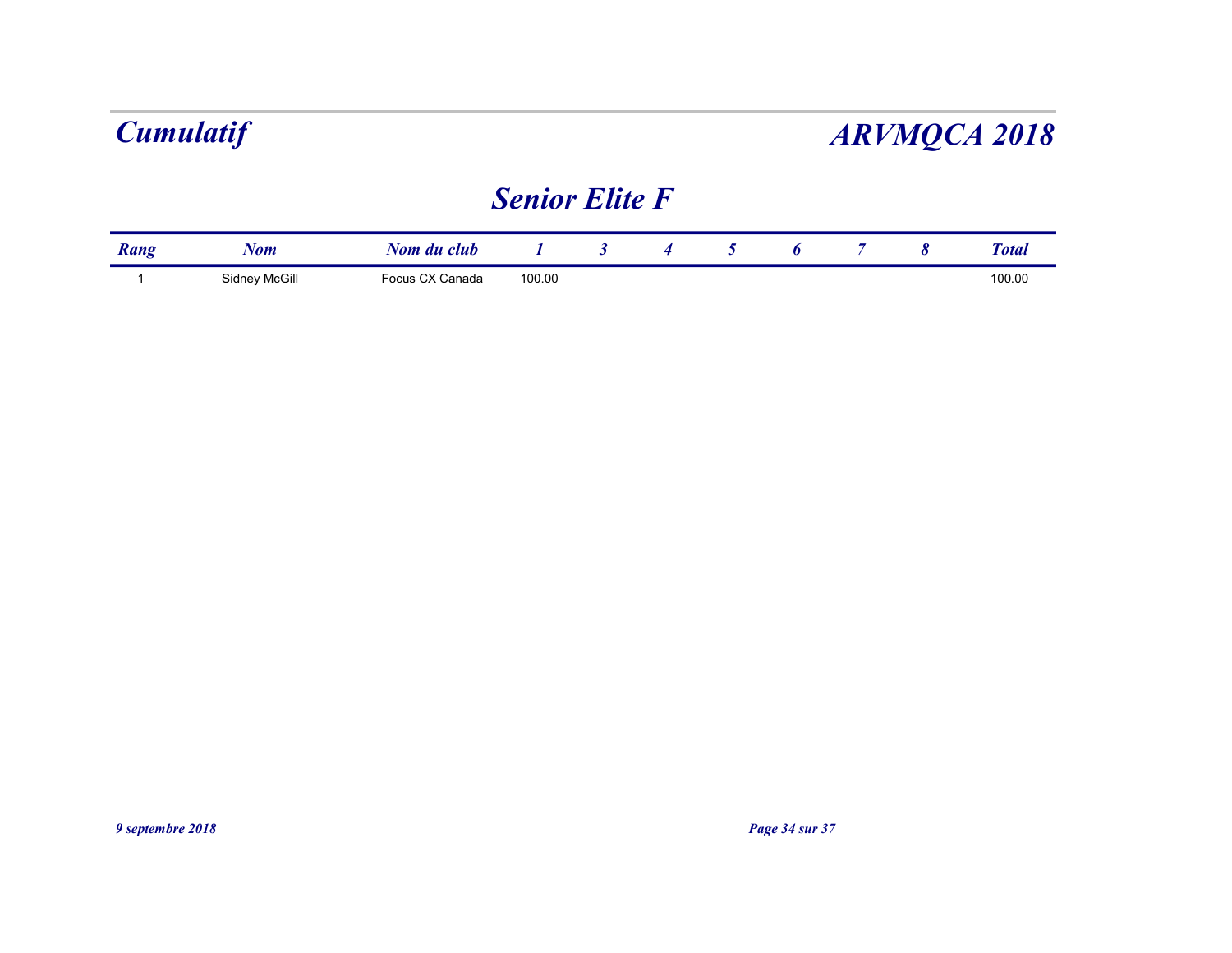# Cumulatif

# ARVMQCA 2018

## Senior Elite F

| Rang | Nom | Nom du club | 1 | 3 | 4 | 5 | 6 | 7 | 8 | Total |
|---|---|---|---|---|---|---|---|---|---|---|
| 1 | Sidney McGill | Focus CX Canada | 100.00 | | | | | | | 100.00 |

*9 septembre 2018*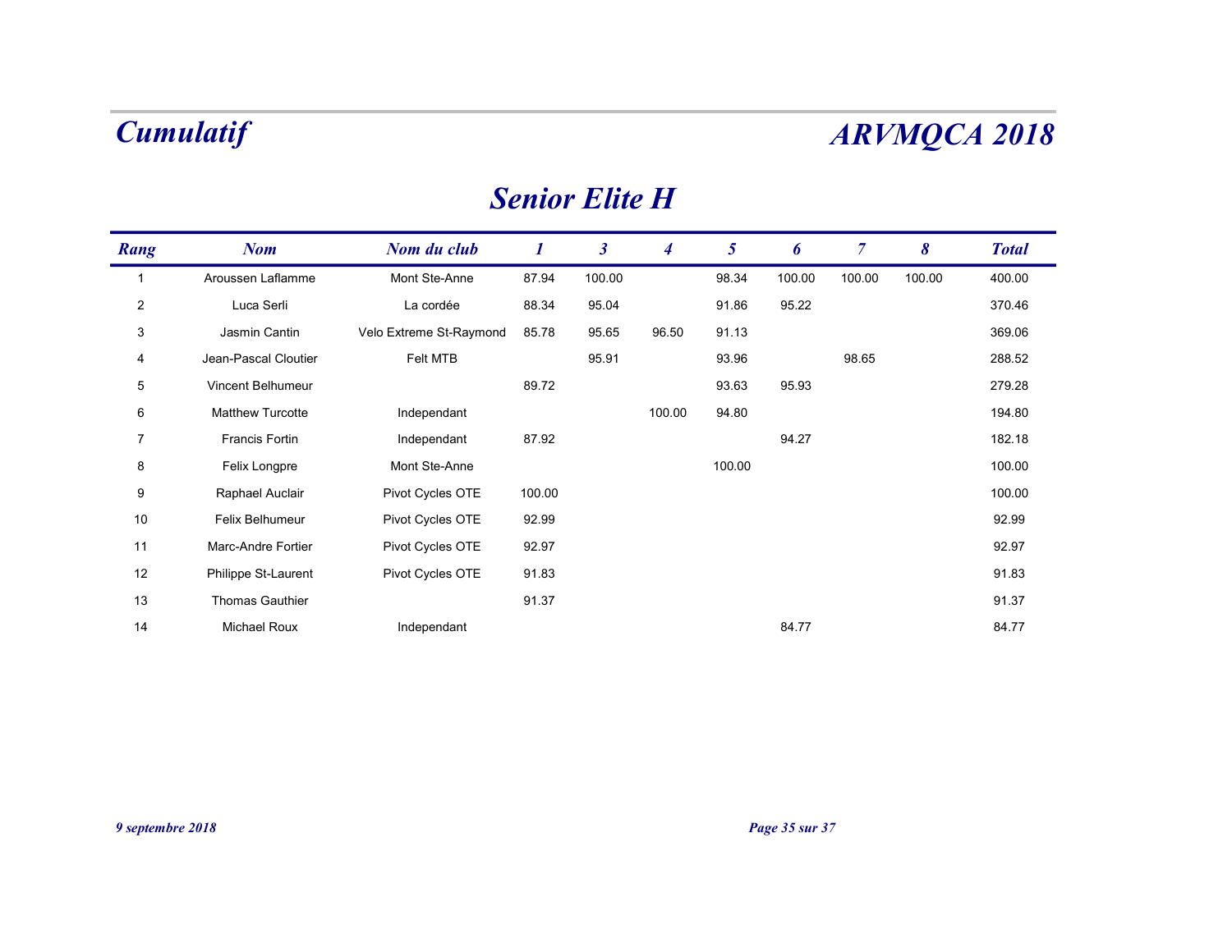# Cumulatif

# ARVMQCA 2018

## Senior Elite H

| Rang | Nom | Nom du club | 1 | 3 | 4 | 5 | 6 | 7 | 8 | Total |
|---|---|---|---|---|---|---|---|---|---|---|
| 1 | Aroussen Laflamme | Mont Ste-Anne | 87.94 | 100.00 | | 98.34 | 100.00 | 100.00 | 100.00 | 400.00 |
| 2 | Luca Serli | La cordée | 88.34 | 95.04 | | 91.86 | 95.22 | | | 370.46 |
| 3 | Jasmin Cantin | Velo Extreme St-Raymond | 85.78 | 95.65 | 96.50 | 91.13 | | | | 369.06 |
| 4 | Jean-Pascal Cloutier | Felt MTB | | 95.91 | | 93.96 | | 98.65 | | 288.52 |
| 5 | Vincent Belhumeur | | 89.72 | | | 93.63 | 95.93 | | | 279.28 |
| 6 | Matthew Turcotte | Independant | | | 100.00 | 94.80 | | | | 194.80 |
| 7 | Francis Fortin | Independant | 87.92 | | | | 94.27 | | | 182.18 |
| 8 | Felix Longpre | Mont Ste-Anne | | | | 100.00 | | | | 100.00 |
| 9 | Raphael Auclair | Pivot Cycles OTE | 100.00 | | | | | | | 100.00 |
| 10 | Felix Belhumeur | Pivot Cycles OTE | 92.99 | | | | | | | 92.99 |
| 11 | Marc-Andre Fortier | Pivot Cycles OTE | 92.97 | | | | | | | 92.97 |
| 12 | Philippe St-Laurent | Pivot Cycles OTE | 91.83 | | | | | | | 91.83 |
| 13 | Thomas Gauthier | | 91.37 | | | | | | | 91.37 |
| 14 | Michael Roux | Independant | | | | | 84.77 | | | 84.77 |

*9 septembre 2018*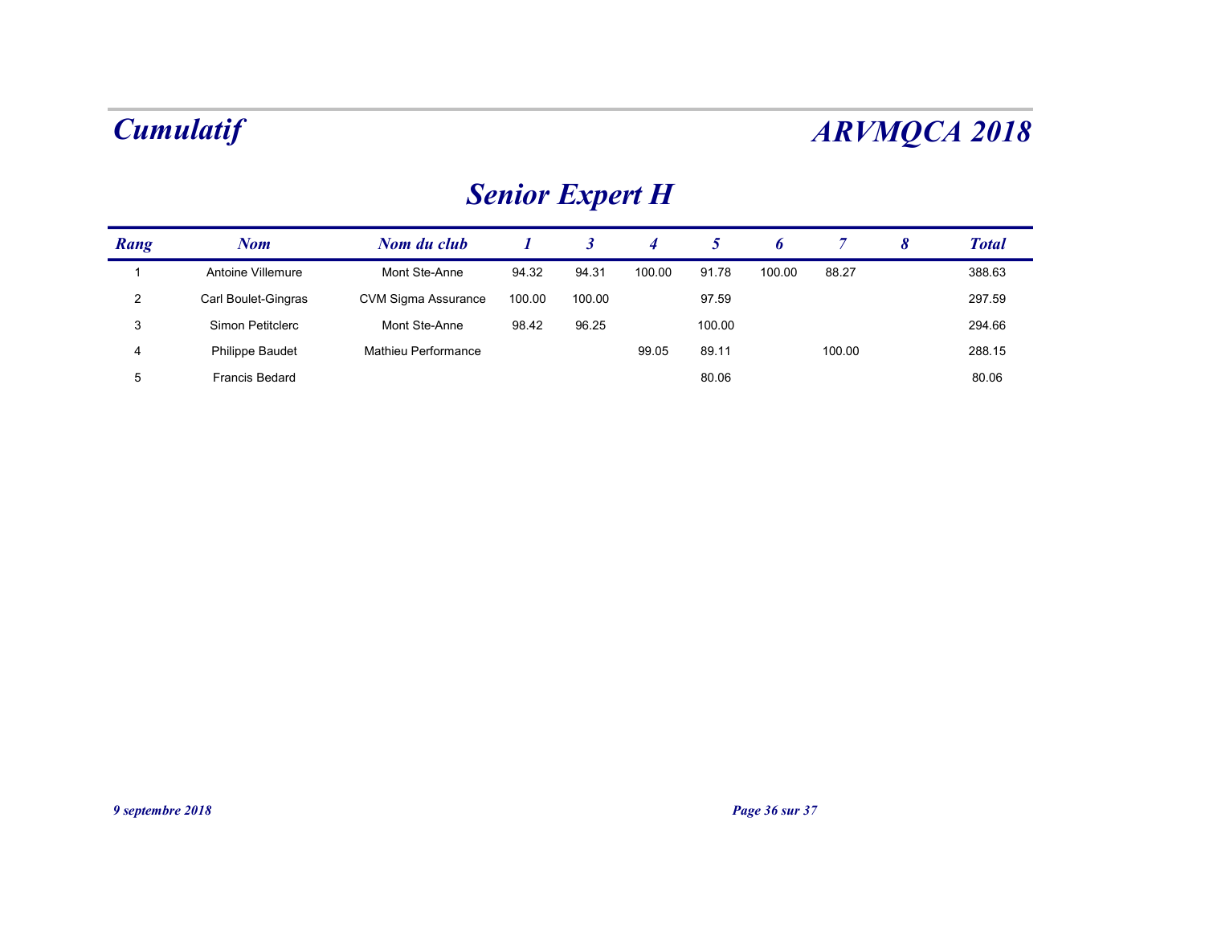# Senior Expert H

| Rang | Nom | Nom du club | 1 | 3 | 4 | 5 | 6 | 7 | 8 | Total |
|---|---|---|---|---|---|---|---|---|---|---|
| 1 | Antoine Villemure | Mont Ste-Anne | 94.32 | 94.31 | 100.00 | 91.78 | 100.00 | 88.27 | | 388.63 |
| 2 | Carl Boulet-Gingras | CVM Sigma Assurance | 100.00 | 100.00 | | 97.59 | | | | 297.59 |
| 3 | Simon Petitclerc | Mont Ste-Anne | 98.42 | 96.25 | | 100.00 | | | | 294.66 |
| 4 | Philippe Baudet | Mathieu Performance | | | 99.05 | 89.11 | | 100.00 | | 288.15 |
| 5 | Francis Bedard | | | | | 80.06 | | | | 80.06 |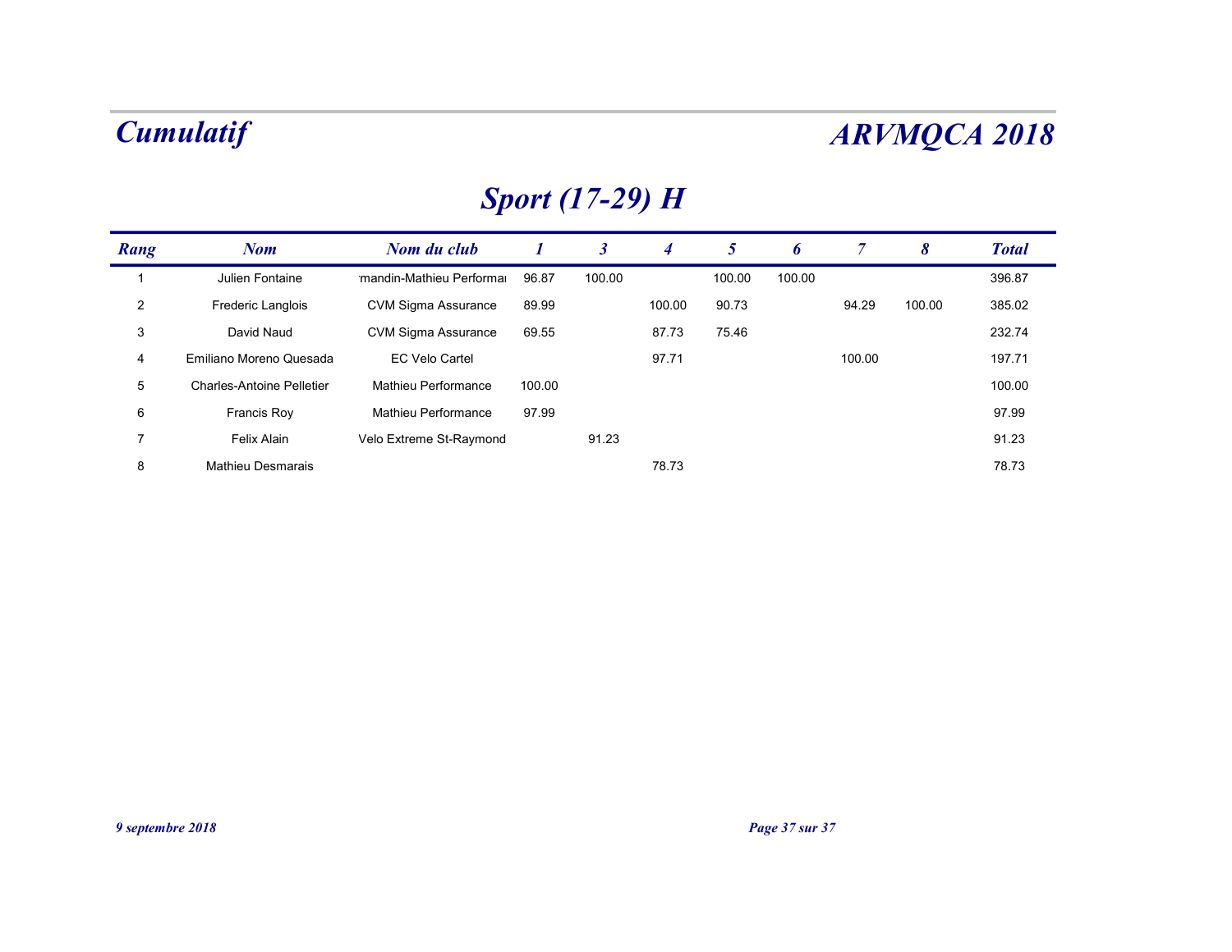# Cumulatif

# ARVMQCA 2018

## Sport (17-29) H

| Rang | Nom | Nom du club | 1 | 3 | 4 | 5 | 6 | 7 | 8 | Total |
|---|---|---|---|---|---|---|---|---|---|---|
| 1 | Julien Fontaine | mandin-Mathieu Performa | 96.87 | 100.00 | | 100.00 | 100.00 | | | 396.87 |
| 2 | Frederic Langlois | CVM Sigma Assurance | 89.99 | | 100.00 | 90.73 | | 94.29 | 100.00 | 385.02 |
| 3 | David Naud | CVM Sigma Assurance | 69.55 | | 87.73 | 75.46 | | | | 232.74 |
| 4 | Emiliano Moreno Quesada | EC Velo Cartel | | | 97.71 | | | 100.00 | | 197.71 |
| 5 | Charles-Antoine Pelletier | Mathieu Performance | 100.00 | | | | | | | 100.00 |
| 6 | Francis Roy | Mathieu Performance | 97.99 | | | | | | | 97.99 |
| 7 | Felix Alain | Velo Extreme St-Raymond | | 91.23 | | | | | | 91.23 |
| 8 | Mathieu Desmarais | | | | 78.73 | | | | | 78.73 |

*9 septembre 2018*